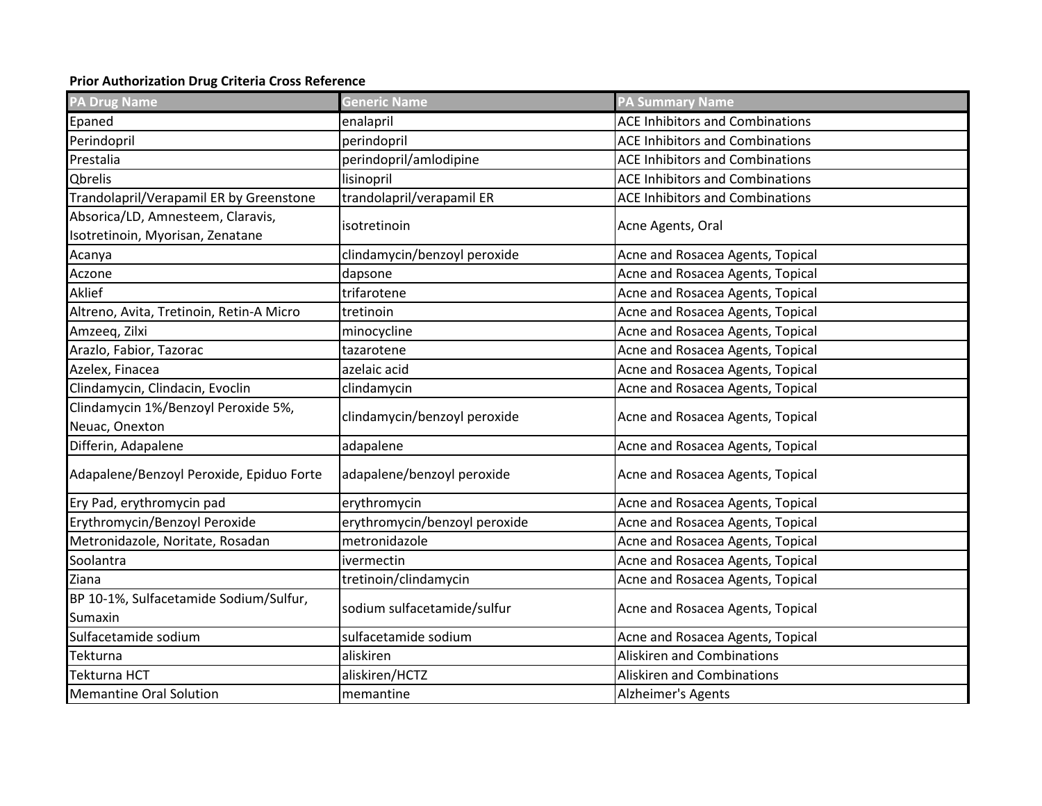**Prior Authorization Drug Criteria Cross Reference**

| PA Drug Name | Generic Name | PA Summary Name |
| --- | --- | --- |
| Epaned | enalapril | ACE Inhibitors and Combinations |
| Perindopril | perindopril | ACE Inhibitors and Combinations |
| Prestalia | perindopril/amlodipine | ACE Inhibitors and Combinations |
| Qbrelis | lisinopril | ACE Inhibitors and Combinations |
| Trandolapril/Verapamil ER by Greenstone | trandolapril/verapamil ER | ACE Inhibitors and Combinations |
| Absorica/LD, Amnesteem, Claravis, Isotretinoin, Myorisan, Zenatane | isotretinoin | Acne Agents, Oral |
| Acanya | clindamycin/benzoyl peroxide | Acne and Rosacea Agents, Topical |
| Aczone | dapsone | Acne and Rosacea Agents, Topical |
| Aklief | trifarotene | Acne and Rosacea Agents, Topical |
| Altreno, Avita, Tretinoin, Retin-A Micro | tretinoin | Acne and Rosacea Agents, Topical |
| Amzeeq, Zilxi | minocycline | Acne and Rosacea Agents, Topical |
| Arazlo, Fabior, Tazorac | tazarotene | Acne and Rosacea Agents, Topical |
| Azelex, Finacea | azelaic acid | Acne and Rosacea Agents, Topical |
| Clindamycin, Clindacin, Evoclin | clindamycin | Acne and Rosacea Agents, Topical |
| Clindamycin 1%/Benzoyl Peroxide 5%, Neuac, Onexton | clindamycin/benzoyl peroxide | Acne and Rosacea Agents, Topical |
| Differin, Adapalene | adapalene | Acne and Rosacea Agents, Topical |
| Adapalene/Benzoyl Peroxide, Epiduo Forte | adapalene/benzoyl peroxide | Acne and Rosacea Agents, Topical |
| Ery Pad, erythromycin pad | erythromycin | Acne and Rosacea Agents, Topical |
| Erythromycin/Benzoyl Peroxide | erythromycin/benzoyl peroxide | Acne and Rosacea Agents, Topical |
| Metronidazole, Noritate, Rosadan | metronidazole | Acne and Rosacea Agents, Topical |
| Soolantra | ivermectin | Acne and Rosacea Agents, Topical |
| Ziana | tretinoin/clindamycin | Acne and Rosacea Agents, Topical |
| BP 10-1%, Sulfacetamide Sodium/Sulfur, Sumaxin | sodium sulfacetamide/sulfur | Acne and Rosacea Agents, Topical |
| Sulfacetamide sodium | sulfacetamide sodium | Acne and Rosacea Agents, Topical |
| Tekturna | aliskiren | Aliskiren and Combinations |
| Tekturna HCT | aliskiren/HCTZ | Aliskiren and Combinations |
| Memantine Oral Solution | memantine | Alzheimer's Agents |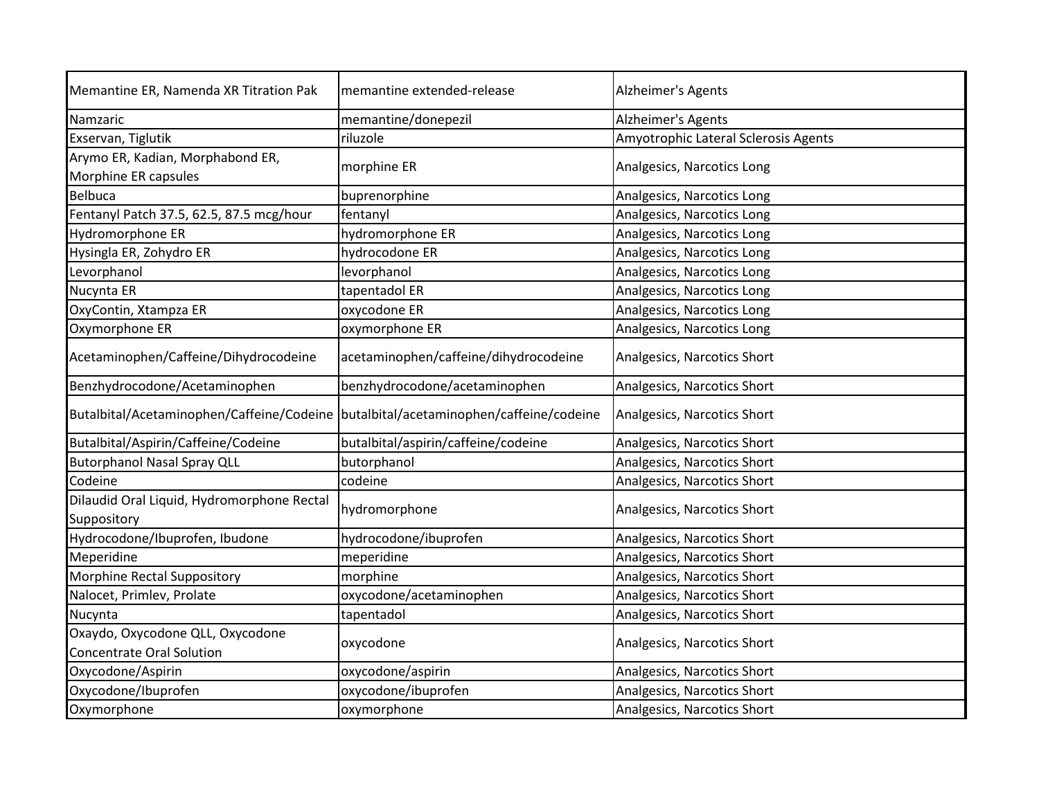| | | |
|---|---|---|
| Memantine ER, Namenda XR Titration Pak | memantine extended-release | Alzheimer's Agents |
| Namzaric | memantine/donepezil | Alzheimer's Agents |
| Exservan, Tiglutik | riluzole | Amyotrophic Lateral Sclerosis Agents |
| Arymo ER, Kadian, Morphabond ER, Morphine ER capsules | morphine ER | Analgesics, Narcotics Long |
| Belbuca | buprenorphine | Analgesics, Narcotics Long |
| Fentanyl Patch 37.5, 62.5, 87.5 mcg/hour | fentanyl | Analgesics, Narcotics Long |
| Hydromorphone ER | hydromorphone ER | Analgesics, Narcotics Long |
| Hysingla ER, Zohydro ER | hydrocodone ER | Analgesics, Narcotics Long |
| Levorphanol | levorphanol | Analgesics, Narcotics Long |
| Nucynta ER | tapentadol ER | Analgesics, Narcotics Long |
| OxyContin, Xtampza ER | oxycodone ER | Analgesics, Narcotics Long |
| Oxymorphone ER | oxymorphone ER | Analgesics, Narcotics Long |
| Acetaminophen/Caffeine/Dihydrocodeine | acetaminophen/caffeine/dihydrocodeine | Analgesics, Narcotics Short |
| Benzhydrocodone/Acetaminophen | benzhydrocodone/acetaminophen | Analgesics, Narcotics Short |
| Butalbital/Acetaminophen/Caffeine/Codeine | butalbital/acetaminophen/caffeine/codeine | Analgesics, Narcotics Short |
| Butalbital/Aspirin/Caffeine/Codeine | butalbital/aspirin/caffeine/codeine | Analgesics, Narcotics Short |
| Butorphanol Nasal Spray QLL | butorphanol | Analgesics, Narcotics Short |
| Codeine | codeine | Analgesics, Narcotics Short |
| Dilaudid Oral Liquid, Hydromorphone Rectal Suppository | hydromorphone | Analgesics, Narcotics Short |
| Hydrocodone/Ibuprofen, Ibudone | hydrocodone/ibuprofen | Analgesics, Narcotics Short |
| Meperidine | meperidine | Analgesics, Narcotics Short |
| Morphine Rectal Suppository | morphine | Analgesics, Narcotics Short |
| Nalocet, Primlev, Prolate | oxycodone/acetaminophen | Analgesics, Narcotics Short |
| Nucynta | tapentadol | Analgesics, Narcotics Short |
| Oxaydo, Oxycodone QLL, Oxycodone Concentrate Oral Solution | oxycodone | Analgesics, Narcotics Short |
| Oxycodone/Aspirin | oxycodone/aspirin | Analgesics, Narcotics Short |
| Oxycodone/Ibuprofen | oxycodone/ibuprofen | Analgesics, Narcotics Short |
| Oxymorphone | oxymorphone | Analgesics, Narcotics Short |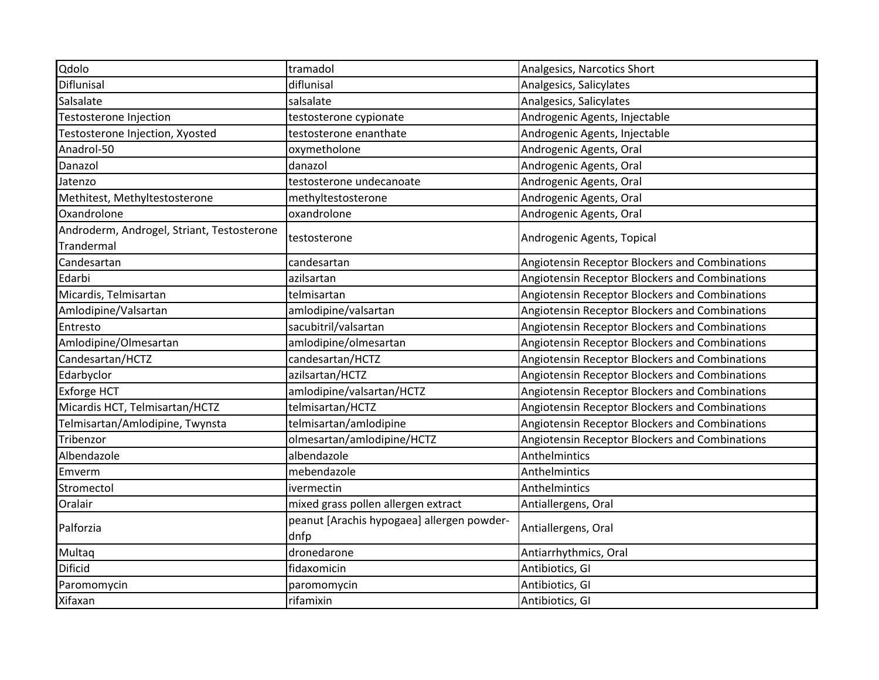| Qdolo | tramadol | Analgesics, Narcotics Short |
|---|---|---|
| Diflunisal | diflunisal | Analgesics, Salicylates |
| Salsalate | salsalate | Analgesics, Salicylates |
| Testosterone Injection | testosterone cypionate | Androgenic Agents, Injectable |
| Testosterone Injection, Xyosted | testosterone enanthate | Androgenic Agents, Injectable |
| Anadrol-50 | oxymetholone | Androgenic Agents, Oral |
| Danazol | danazol | Androgenic Agents, Oral |
| Jatenzo | testosterone undecanoate | Androgenic Agents, Oral |
| Methitest, Methyltestosterone | methyltestosterone | Androgenic Agents, Oral |
| Oxandrolone | oxandrolone | Androgenic Agents, Oral |
| Androderm, Androgel, Striant, Testosterone Trandermal | testosterone | Androgenic Agents, Topical |
| Candesartan | candesartan | Angiotensin Receptor Blockers and Combinations |
| Edarbi | azilsartan | Angiotensin Receptor Blockers and Combinations |
| Micardis, Telmisartan | telmisartan | Angiotensin Receptor Blockers and Combinations |
| Amlodipine/Valsartan | amlodipine/valsartan | Angiotensin Receptor Blockers and Combinations |
| Entresto | sacubitril/valsartan | Angiotensin Receptor Blockers and Combinations |
| Amlodipine/Olmesartan | amlodipine/olmesartan | Angiotensin Receptor Blockers and Combinations |
| Candesartan/HCTZ | candesartan/HCTZ | Angiotensin Receptor Blockers and Combinations |
| Edarbyclor | azilsartan/HCTZ | Angiotensin Receptor Blockers and Combinations |
| Exforge HCT | amlodipine/valsartan/HCTZ | Angiotensin Receptor Blockers and Combinations |
| Micardis HCT, Telmisartan/HCTZ | telmisartan/HCTZ | Angiotensin Receptor Blockers and Combinations |
| Telmisartan/Amlodipine, Twynsta | telmisartan/amlodipine | Angiotensin Receptor Blockers and Combinations |
| Tribenzor | olmesartan/amlodipine/HCTZ | Angiotensin Receptor Blockers and Combinations |
| Albendazole | albendazole | Anthelmintics |
| Emverm | mebendazole | Anthelmintics |
| Stromectol | ivermectin | Anthelmintics |
| Oralair | mixed grass pollen allergen extract | Antiallergens, Oral |
| Palforzia | peanut [Arachis hypogaea] allergen powder-dnfp | Antiallergens, Oral |
| Multaq | dronedarone | Antiarrhythmics, Oral |
| Dificid | fidaxomicin | Antibiotics, GI |
| Paromomycin | paromomycin | Antibiotics, GI |
| Xifaxan | rifamixin | Antibiotics, GI |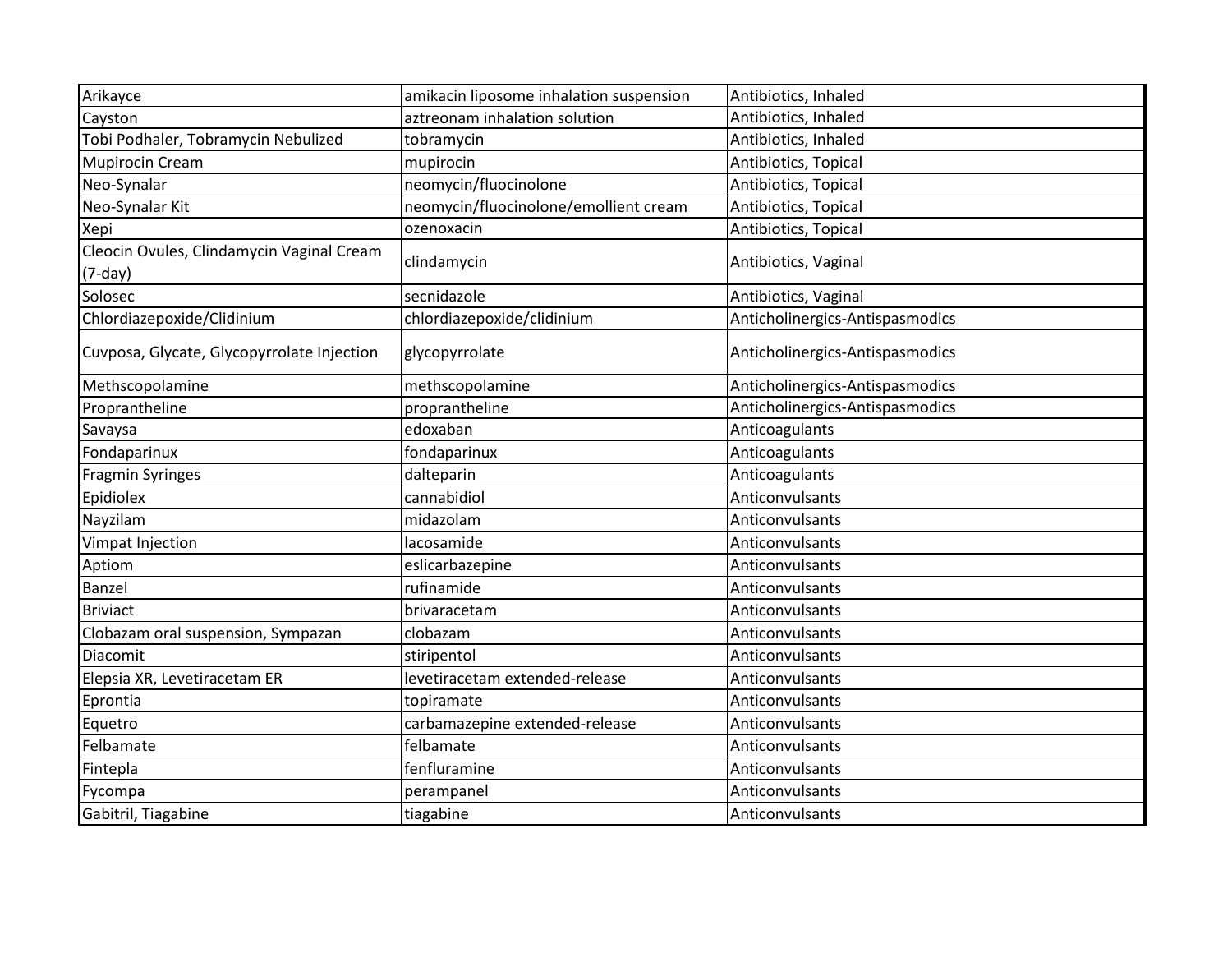| | | |
|---|---|---|
| Arikayce | amikacin liposome inhalation suspension | Antibiotics, Inhaled |
| Cayston | aztreonam inhalation solution | Antibiotics, Inhaled |
| Tobi Podhaler, Tobramycin Nebulized | tobramycin | Antibiotics, Inhaled |
| Mupirocin Cream | mupirocin | Antibiotics, Topical |
| Neo-Synalar | neomycin/fluocinolone | Antibiotics, Topical |
| Neo-Synalar Kit | neomycin/fluocinolone/emollient cream | Antibiotics, Topical |
| Xepi | ozenoxacin | Antibiotics, Topical |
| Cleocin Ovules, Clindamycin Vaginal Cream (7-day) | clindamycin | Antibiotics, Vaginal |
| Solosec | secnidazole | Antibiotics, Vaginal |
| Chlordiazepoxide/Clidinium | chlordiazepoxide/clidinium | Anticholinergics-Antispasmodics |
| Cuvposa, Glycate, Glycopyrrolate Injection | glycopyrrolate | Anticholinergics-Antispasmodics |
| Methscopolamine | methscopolamine | Anticholinergics-Antispasmodics |
| Proprantheline | proprantheline | Anticholinergics-Antispasmodics |
| Savaysa | edoxaban | Anticoagulants |
| Fondaparinux | fondaparinux | Anticoagulants |
| Fragmin Syringes | dalteparin | Anticoagulants |
| Epidiolex | cannabidiol | Anticonvulsants |
| Nayzilam | midazolam | Anticonvulsants |
| Vimpat Injection | lacosamide | Anticonvulsants |
| Aptiom | eslicarbazepine | Anticonvulsants |
| Banzel | rufinamide | Anticonvulsants |
| Briviact | brivaracetam | Anticonvulsants |
| Clobazam oral suspension, Sympazan | clobazam | Anticonvulsants |
| Diacomit | stiripentol | Anticonvulsants |
| Elepsia XR, Levetiracetam ER | levetiracetam extended-release | Anticonvulsants |
| Eprontia | topiramate | Anticonvulsants |
| Equetro | carbamazepine extended-release | Anticonvulsants |
| Felbamate | felbamate | Anticonvulsants |
| Fintepla | fenfluramine | Anticonvulsants |
| Fycompa | perampanel | Anticonvulsants |
| Gabitril, Tiagabine | tiagabine | Anticonvulsants |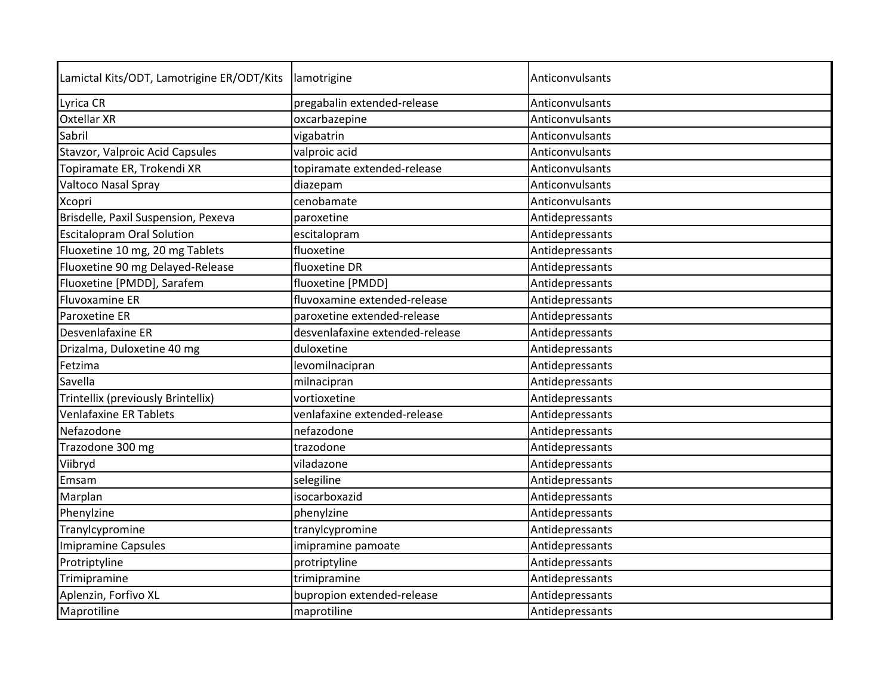| Lamictal Kits/ODT, Lamotrigine ER/ODT/Kits | lamotrigine | Anticonvulsants |
|---|---|---|
| Lyrica CR | pregabalin extended-release | Anticonvulsants |
| Oxtellar XR | oxcarbazepine | Anticonvulsants |
| Sabril | vigabatrin | Anticonvulsants |
| Stavzor, Valproic Acid Capsules | valproic acid | Anticonvulsants |
| Topiramate ER, Trokendi XR | topiramate extended-release | Anticonvulsants |
| Valtoco Nasal Spray | diazepam | Anticonvulsants |
| Xcopri | cenobamate | Anticonvulsants |
| Brisdelle, Paxil Suspension, Pexeva | paroxetine | Antidepressants |
| Escitalopram Oral Solution | escitalopram | Antidepressants |
| Fluoxetine 10 mg, 20 mg Tablets | fluoxetine | Antidepressants |
| Fluoxetine 90 mg Delayed-Release | fluoxetine DR | Antidepressants |
| Fluoxetine [PMDD], Sarafem | fluoxetine [PMDD] | Antidepressants |
| Fluvoxamine ER | fluvoxamine extended-release | Antidepressants |
| Paroxetine ER | paroxetine extended-release | Antidepressants |
| Desvenlafaxine ER | desvenlafaxine extended-release | Antidepressants |
| Drizalma, Duloxetine 40 mg | duloxetine | Antidepressants |
| Fetzima | levomilnacipran | Antidepressants |
| Savella | milnacipran | Antidepressants |
| Trintellix (previously Brintellix) | vortioxetine | Antidepressants |
| Venlafaxine ER Tablets | venlafaxine extended-release | Antidepressants |
| Nefazodone | nefazodone | Antidepressants |
| Trazodone 300 mg | trazodone | Antidepressants |
| Viibryd | viladazone | Antidepressants |
| Emsam | selegiline | Antidepressants |
| Marplan | isocarboxazid | Antidepressants |
| Phenylzine | phenylzine | Antidepressants |
| Tranylcypromine | tranylcypromine | Antidepressants |
| Imipramine Capsules | imipramine pamoate | Antidepressants |
| Protriptyline | protriptyline | Antidepressants |
| Trimipramine | trimipramine | Antidepressants |
| Aplenzin, Forfivo XL | bupropion extended-release | Antidepressants |
| Maprotiline | maprotiline | Antidepressants |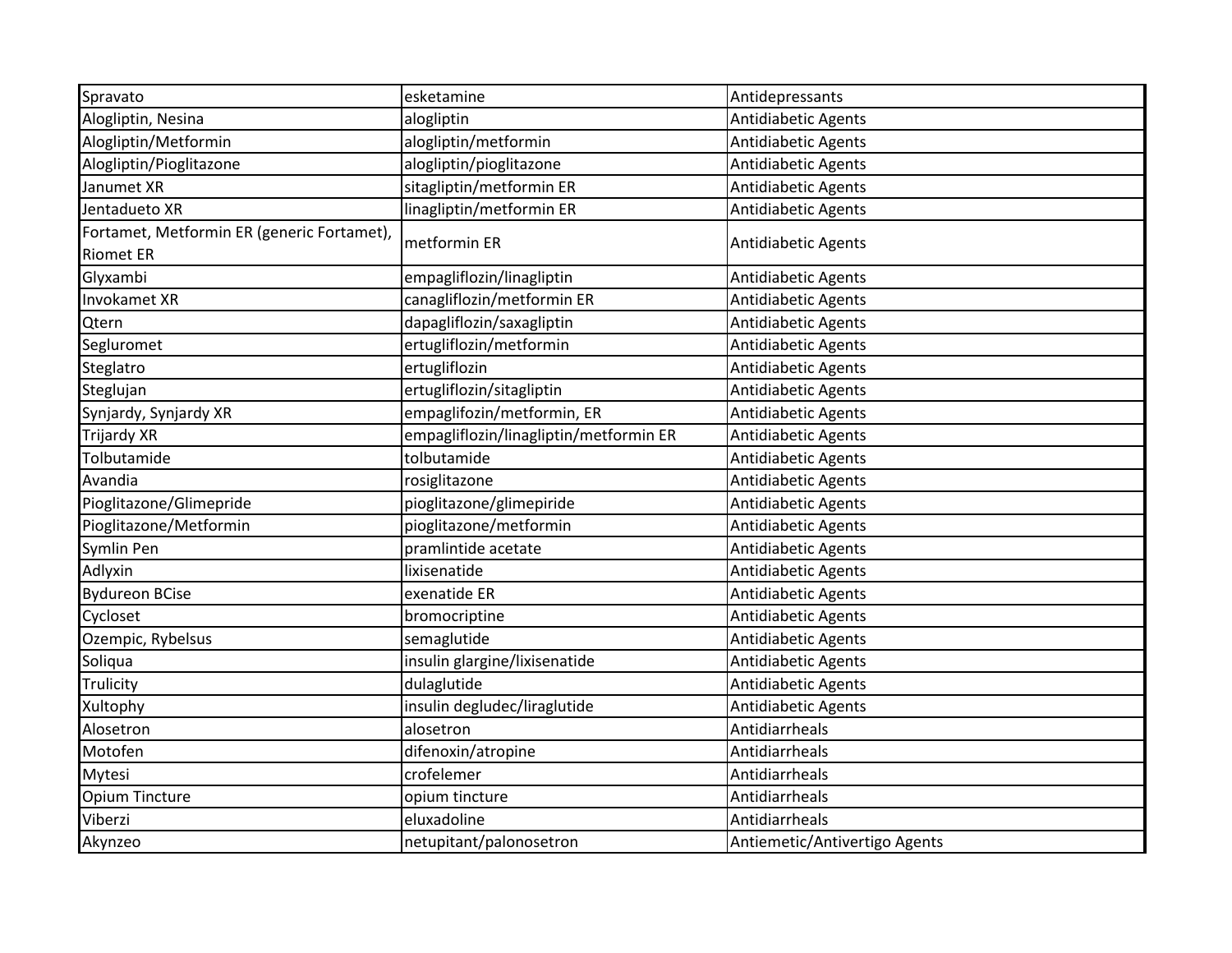| | | |
|---|---|---|
| Spravato | esketamine | Antidepressants |
| Alogliptin, Nesina | alogliptin | Antidiabetic Agents |
| Alogliptin/Metformin | alogliptin/metformin | Antidiabetic Agents |
| Alogliptin/Pioglitazone | alogliptin/pioglitazone | Antidiabetic Agents |
| Janumet XR | sitagliptin/metformin ER | Antidiabetic Agents |
| Jentadueto XR | linagliptin/metformin ER | Antidiabetic Agents |
| Fortamet, Metformin ER (generic Fortamet), Riomet ER | metformin ER | Antidiabetic Agents |
| Glyxambi | empagliflozin/linagliptin | Antidiabetic Agents |
| Invokamet XR | canagliflozin/metformin ER | Antidiabetic Agents |
| Qtern | dapagliflozin/saxagliptin | Antidiabetic Agents |
| Segluromet | ertugliflozin/metformin | Antidiabetic Agents |
| Steglatro | ertugliflozin | Antidiabetic Agents |
| Steglujan | ertugliflozin/sitagliptin | Antidiabetic Agents |
| Synjardy, Synjardy XR | empaglifozin/metformin, ER | Antidiabetic Agents |
| Trijardy XR | empagliflozin/linagliptin/metformin ER | Antidiabetic Agents |
| Tolbutamide | tolbutamide | Antidiabetic Agents |
| Avandia | rosiglitazone | Antidiabetic Agents |
| Pioglitazone/Glimepride | pioglitazone/glimepiride | Antidiabetic Agents |
| Pioglitazone/Metformin | pioglitazone/metformin | Antidiabetic Agents |
| Symlin Pen | pramlintide acetate | Antidiabetic Agents |
| Adlyxin | lixisenatide | Antidiabetic Agents |
| Bydureon BCise | exenatide ER | Antidiabetic Agents |
| Cycloset | bromocriptine | Antidiabetic Agents |
| Ozempic, Rybelsus | semaglutide | Antidiabetic Agents |
| Soliqua | insulin glargine/lixisenatide | Antidiabetic Agents |
| Trulicity | dulaglutide | Antidiabetic Agents |
| Xultophy | insulin degludec/liraglutide | Antidiabetic Agents |
| Alosetron | alosetron | Antidiarrheals |
| Motofen | difenoxin/atropine | Antidiarrheals |
| Mytesi | crofelemer | Antidiarrheals |
| Opium Tincture | opium tincture | Antidiarrheals |
| Viberzi | eluxadoline | Antidiarrheals |
| Akynzeo | netupitant/palonosetron | Antiemetic/Antivertigo Agents |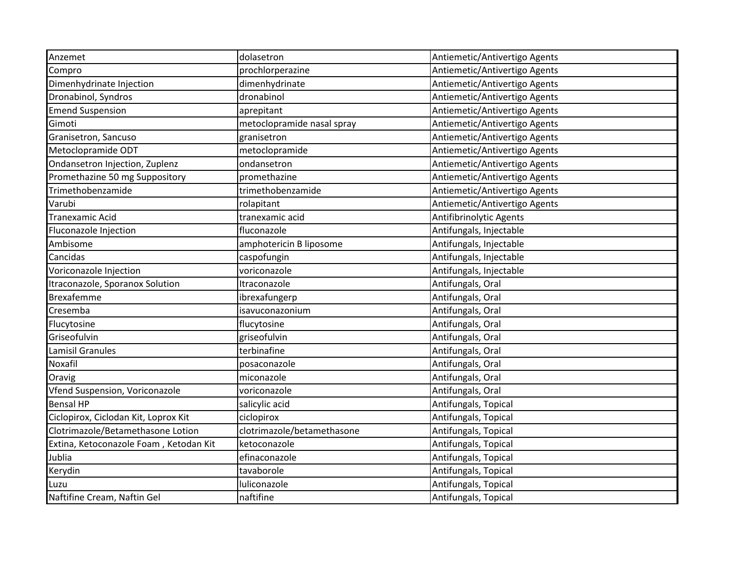| | | |
|---|---|---|
| Anzemet | dolasetron | Antiemetic/Antivertigo Agents |
| Compro | prochlorperazine | Antiemetic/Antivertigo Agents |
| Dimenhydrinate Injection | dimenhydrinate | Antiemetic/Antivertigo Agents |
| Dronabinol, Syndros | dronabinol | Antiemetic/Antivertigo Agents |
| Emend Suspension | aprepitant | Antiemetic/Antivertigo Agents |
| Gimoti | metoclopramide nasal spray | Antiemetic/Antivertigo Agents |
| Granisetron, Sancuso | granisetron | Antiemetic/Antivertigo Agents |
| Metoclopramide ODT | metoclopramide | Antiemetic/Antivertigo Agents |
| Ondansetron Injection, Zuplenz | ondansetron | Antiemetic/Antivertigo Agents |
| Promethazine 50 mg Suppository | promethazine | Antiemetic/Antivertigo Agents |
| Trimethobenzamide | trimethobenzamide | Antiemetic/Antivertigo Agents |
| Varubi | rolapitant | Antiemetic/Antivertigo Agents |
| Tranexamic Acid | tranexamic acid | Antifibrinolytic Agents |
| Fluconazole Injection | fluconazole | Antifungals, Injectable |
| Ambisome | amphotericin B liposome | Antifungals, Injectable |
| Cancidas | caspofungin | Antifungals, Injectable |
| Voriconazole Injection | voriconazole | Antifungals, Injectable |
| Itraconazole, Sporanox Solution | Itraconazole | Antifungals, Oral |
| Brexafemme | ibrexafungerp | Antifungals, Oral |
| Cresemba | isavuconazonium | Antifungals, Oral |
| Flucytosine | flucytosine | Antifungals, Oral |
| Griseofulvin | griseofulvin | Antifungals, Oral |
| Lamisil Granules | terbinafine | Antifungals, Oral |
| Noxafil | posaconazole | Antifungals, Oral |
| Oravig | miconazole | Antifungals, Oral |
| Vfend Suspension, Voriconazole | voriconazole | Antifungals, Oral |
| Bensal HP | salicylic acid | Antifungals, Topical |
| Ciclopirox, Ciclodan Kit, Loprox Kit | ciclopirox | Antifungals, Topical |
| Clotrimazole/Betamethasone Lotion | clotrimazole/betamethasone | Antifungals, Topical |
| Extina, Ketoconazole Foam , Ketodan Kit | ketoconazole | Antifungals, Topical |
| Jublia | efinaconazole | Antifungals, Topical |
| Kerydin | tavaborole | Antifungals, Topical |
| Luzu | luliconazole | Antifungals, Topical |
| Naftifine Cream, Naftin Gel | naftifine | Antifungals, Topical |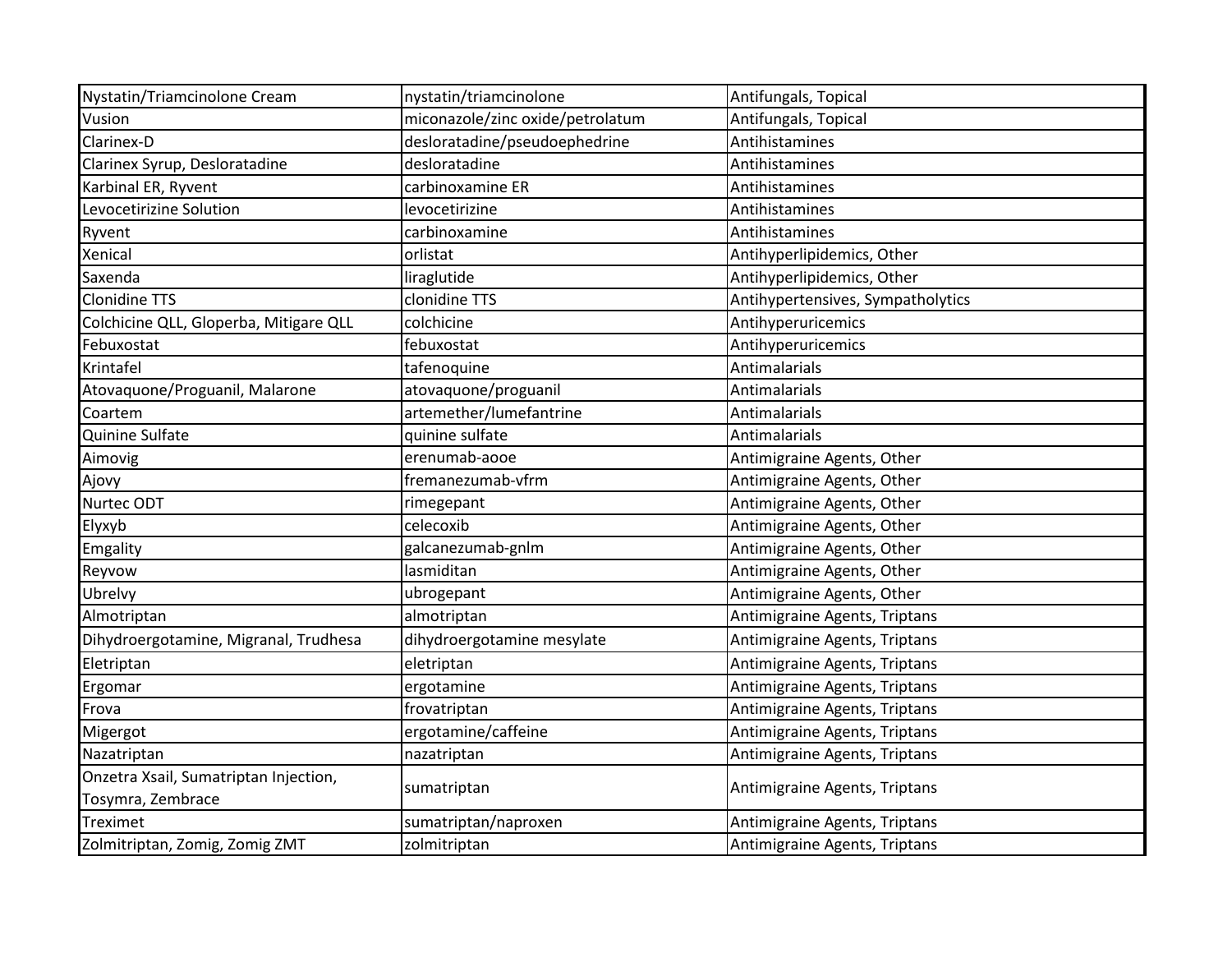| Nystatin/Triamcinolone Cream | nystatin/triamcinolone | Antifungals, Topical |
|---|---|---|
| Vusion | miconazole/zinc oxide/petrolatum | Antifungals, Topical |
| Clarinex-D | desloratadine/pseudoephedrine | Antihistamines |
| Clarinex Syrup, Desloratadine | desloratadine | Antihistamines |
| Karbinal ER, Ryvent | carbinoxamine ER | Antihistamines |
| Levocetirizine Solution | levocetirizine | Antihistamines |
| Ryvent | carbinoxamine | Antihistamines |
| Xenical | orlistat | Antihyperlipidemics, Other |
| Saxenda | liraglutide | Antihyperlipidemics, Other |
| Clonidine TTS | clonidine TTS | Antihypertensives, Sympatholytics |
| Colchicine QLL, Gloperba, Mitigare QLL | colchicine | Antihyperuricemics |
| Febuxostat | febuxostat | Antihyperuricemics |
| Krintafel | tafenoquine | Antimalarials |
| Atovaquone/Proguanil, Malarone | atovaquone/proguanil | Antimalarials |
| Coartem | artemether/lumefantrine | Antimalarials |
| Quinine Sulfate | quinine sulfate | Antimalarials |
| Aimovig | erenumab-aooe | Antimigraine Agents, Other |
| Ajovy | fremanezumab-vfrm | Antimigraine Agents, Other |
| Nurtec ODT | rimegepant | Antimigraine Agents, Other |
| Elyxyb | celecoxib | Antimigraine Agents, Other |
| Emgality | galcanezumab-gnlm | Antimigraine Agents, Other |
| Reyvow | lasmiditan | Antimigraine Agents, Other |
| Ubrelvy | ubrogepant | Antimigraine Agents, Other |
| Almotriptan | almotriptan | Antimigraine Agents, Triptans |
| Dihydroergotamine, Migranal, Trudhesa | dihydroergotamine mesylate | Antimigraine Agents, Triptans |
| Eletriptan | eletriptan | Antimigraine Agents, Triptans |
| Ergomar | ergotamine | Antimigraine Agents, Triptans |
| Frova | frovatriptan | Antimigraine Agents, Triptans |
| Migergot | ergotamine/caffeine | Antimigraine Agents, Triptans |
| Nazatriptan | nazatriptan | Antimigraine Agents, Triptans |
| Onzetra Xsail, Sumatriptan Injection, Tosymra, Zembrace | sumatriptan | Antimigraine Agents, Triptans |
| Treximet | sumatriptan/naproxen | Antimigraine Agents, Triptans |
| Zolmitriptan, Zomig, Zomig ZMT | zolmitriptan | Antimigraine Agents, Triptans |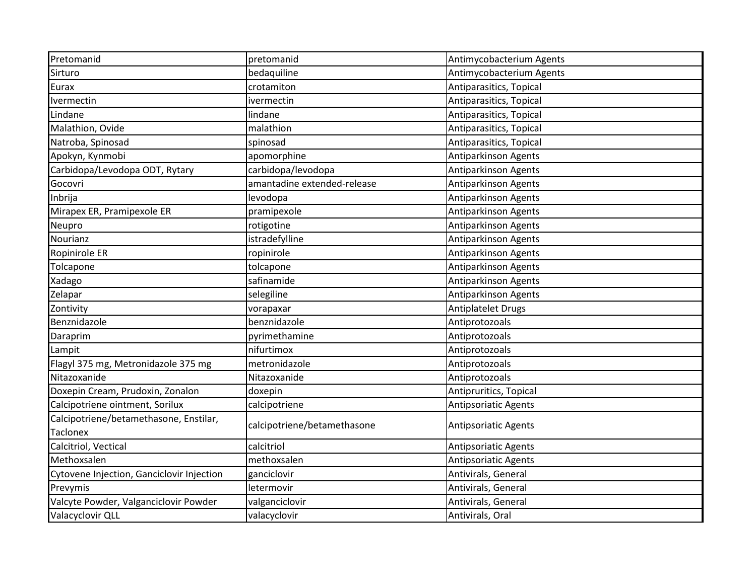| | | |
|---|---|---|
| Pretomanid | pretomanid | Antimycobacterium Agents |
| Sirturo | bedaquiline | Antimycobacterium Agents |
| Eurax | crotamiton | Antiparasitics, Topical |
| Ivermectin | ivermectin | Antiparasitics, Topical |
| Lindane | lindane | Antiparasitics, Topical |
| Malathion, Ovide | malathion | Antiparasitics, Topical |
| Natroba, Spinosad | spinosad | Antiparasitics, Topical |
| Apokyn, Kynmobi | apomorphine | Antiparkinson Agents |
| Carbidopa/Levodopa ODT, Rytary | carbidopa/levodopa | Antiparkinson Agents |
| Gocovri | amantadine extended-release | Antiparkinson Agents |
| Inbrija | levodopa | Antiparkinson Agents |
| Mirapex ER, Pramipexole ER | pramipexole | Antiparkinson Agents |
| Neupro | rotigotine | Antiparkinson Agents |
| Nourianz | istradefylline | Antiparkinson Agents |
| Ropinirole ER | ropinirole | Antiparkinson Agents |
| Tolcapone | tolcapone | Antiparkinson Agents |
| Xadago | safinamide | Antiparkinson Agents |
| Zelapar | selegiline | Antiparkinson Agents |
| Zontivity | vorapaxar | Antiplatelet Drugs |
| Benznidazole | benznidazole | Antiprotozoals |
| Daraprim | pyrimethamine | Antiprotozoals |
| Lampit | nifurtimox | Antiprotozoals |
| Flagyl 375 mg, Metronidazole 375 mg | metronidazole | Antiprotozoals |
| Nitazoxanide | Nitazoxanide | Antiprotozoals |
| Doxepin Cream, Prudoxin, Zonalon | doxepin | Antipruritics, Topical |
| Calcipotriene ointment, Sorilux | calcipotriene | Antipsoriatic Agents |
| Calcipotriene/betamethasone, Enstilar, Taclonex | calcipotriene/betamethasone | Antipsoriatic Agents |
| Calcitriol, Vectical | calcitriol | Antipsoriatic Agents |
| Methoxsalen | methoxsalen | Antipsoriatic Agents |
| Cytovene Injection, Ganciclovir Injection | ganciclovir | Antivirals, General |
| Prevymis | letermovir | Antivirals, General |
| Valcyte Powder, Valganciclovir Powder | valganciclovir | Antivirals, General |
| Valacyclovir QLL | valacyclovir | Antivirals, Oral |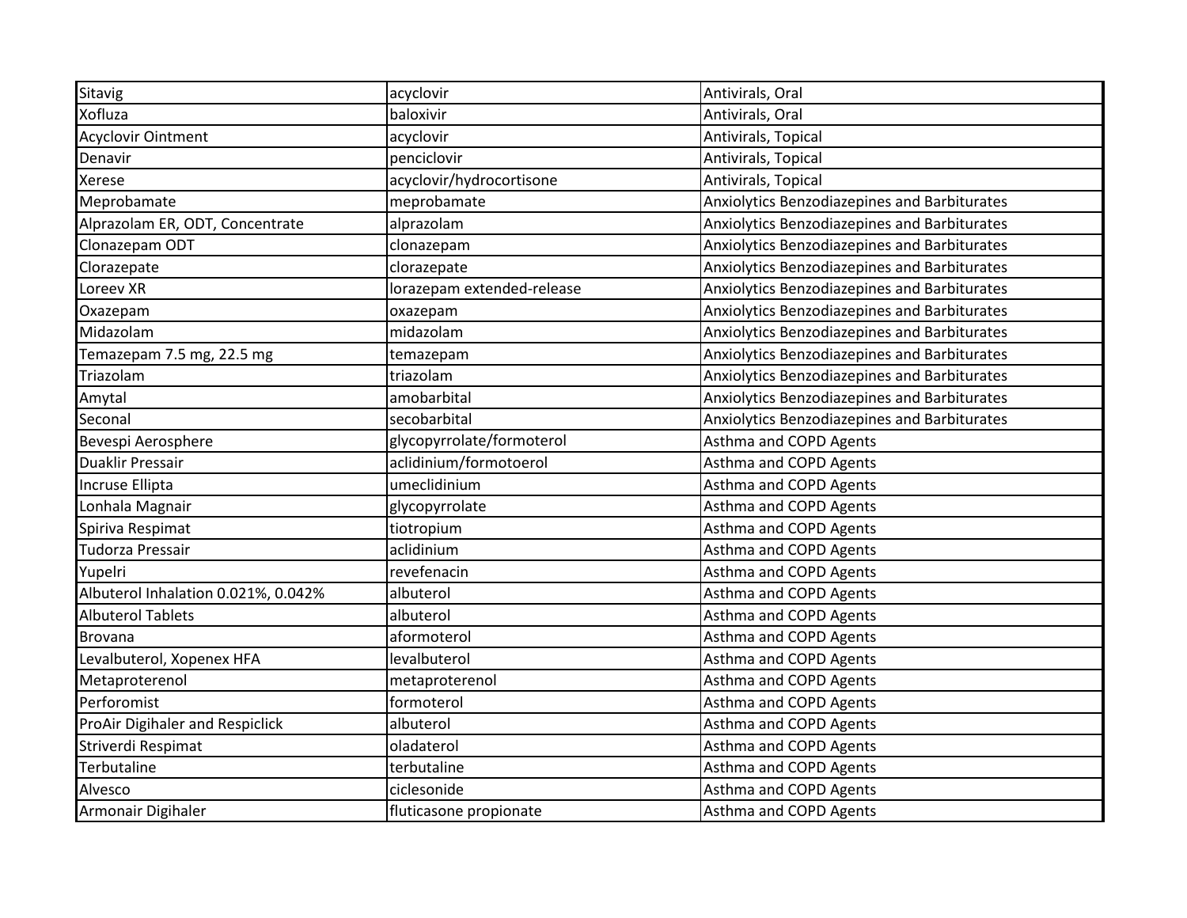| | | |
|---|---|---|
| Sitavig | acyclovir | Antivirals, Oral |
| Xofluza | baloxivir | Antivirals, Oral |
| Acyclovir Ointment | acyclovir | Antivirals, Topical |
| Denavir | penciclovir | Antivirals, Topical |
| Xerese | acyclovir/hydrocortisone | Antivirals, Topical |
| Meprobamate | meprobamate | Anxiolytics Benzodiazepines and Barbiturates |
| Alprazolam ER, ODT, Concentrate | alprazolam | Anxiolytics Benzodiazepines and Barbiturates |
| Clonazepam ODT | clonazepam | Anxiolytics Benzodiazepines and Barbiturates |
| Clorazepate | clorazepate | Anxiolytics Benzodiazepines and Barbiturates |
| Loreev XR | lorazepam extended-release | Anxiolytics Benzodiazepines and Barbiturates |
| Oxazepam | oxazepam | Anxiolytics Benzodiazepines and Barbiturates |
| Midazolam | midazolam | Anxiolytics Benzodiazepines and Barbiturates |
| Temazepam 7.5 mg, 22.5 mg | temazepam | Anxiolytics Benzodiazepines and Barbiturates |
| Triazolam | triazolam | Anxiolytics Benzodiazepines and Barbiturates |
| Amytal | amobarbital | Anxiolytics Benzodiazepines and Barbiturates |
| Seconal | secobarbital | Anxiolytics Benzodiazepines and Barbiturates |
| Bevespi Aerosphere | glycopyrrolate/formoterol | Asthma and COPD Agents |
| Duaklir Pressair | aclidinium/formotoerol | Asthma and COPD Agents |
| Incruse Ellipta | umeclidinium | Asthma and COPD Agents |
| Lonhala Magnair | glycopyrrolate | Asthma and COPD Agents |
| Spiriva Respimat | tiotropium | Asthma and COPD Agents |
| Tudorza Pressair | aclidinium | Asthma and COPD Agents |
| Yupelri | revefenacin | Asthma and COPD Agents |
| Albuterol Inhalation 0.021%, 0.042% | albuterol | Asthma and COPD Agents |
| Albuterol Tablets | albuterol | Asthma and COPD Agents |
| Brovana | aformoterol | Asthma and COPD Agents |
| Levalbuterol, Xopenex HFA | levalbuterol | Asthma and COPD Agents |
| Metaproterenol | metaproterenol | Asthma and COPD Agents |
| Perforomist | formoterol | Asthma and COPD Agents |
| ProAir Digihaler and Respiclick | albuterol | Asthma and COPD Agents |
| Striverdi Respimat | oladaterol | Asthma and COPD Agents |
| Terbutaline | terbutaline | Asthma and COPD Agents |
| Alvesco | ciclesonide | Asthma and COPD Agents |
| Armonair Digihaler | fluticasone propionate | Asthma and COPD Agents |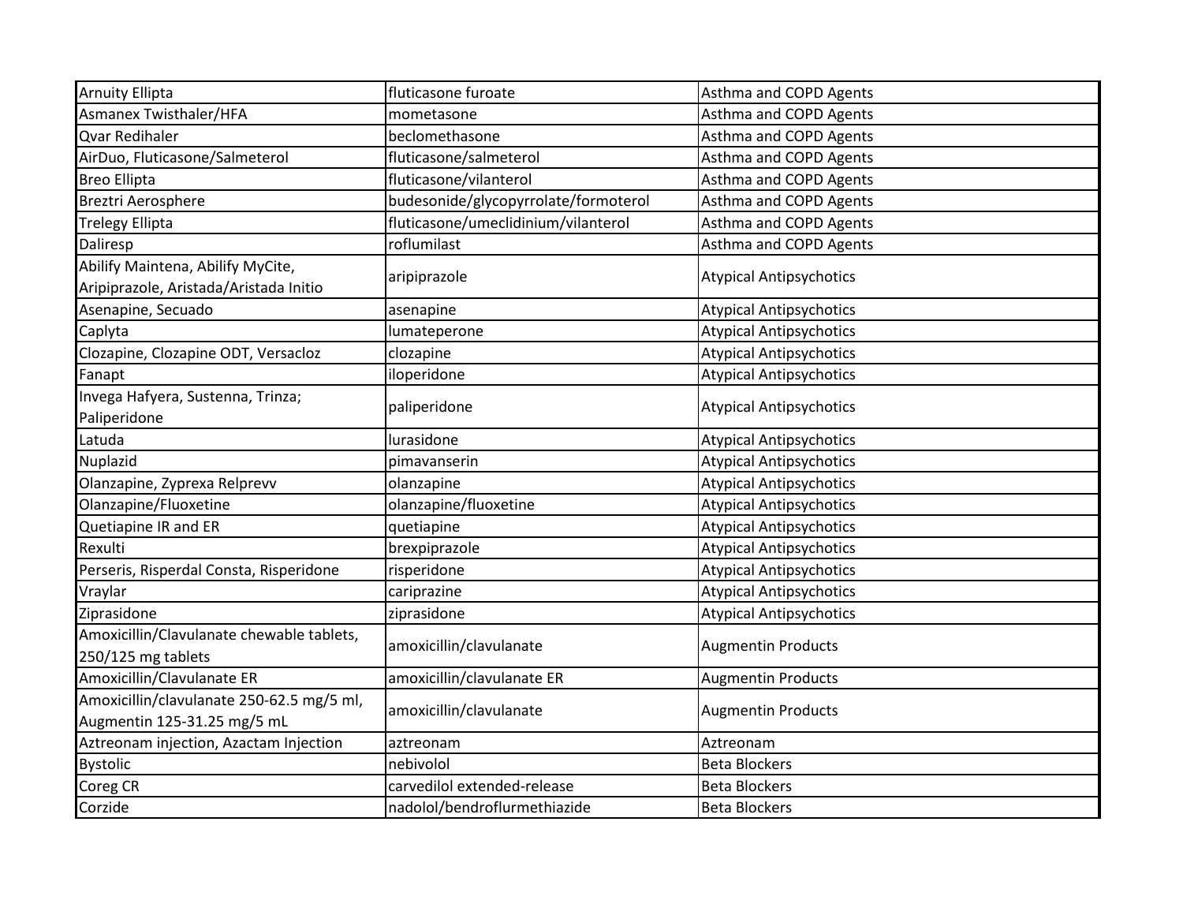| Arnuity Ellipta | fluticasone furoate | Asthma and COPD Agents |
|---|---|---|
| Asmanex Twisthaler/HFA | mometasone | Asthma and COPD Agents |
| Qvar Redihaler | beclomethasone | Asthma and COPD Agents |
| AirDuo, Fluticasone/Salmeterol | fluticasone/salmeterol | Asthma and COPD Agents |
| Breo Ellipta | fluticasone/vilanterol | Asthma and COPD Agents |
| Breztri Aerosphere | budesonide/glycopyrrolate/formoterol | Asthma and COPD Agents |
| Trelegy Ellipta | fluticasone/umeclidinium/vilanterol | Asthma and COPD Agents |
| Daliresp | roflumilast | Asthma and COPD Agents |
| Abilify Maintena, Abilify MyCite, Aripiprazole, Aristada/Aristada Initio | aripiprazole | Atypical Antipsychotics |
| Asenapine, Secuado | asenapine | Atypical Antipsychotics |
| Caplyta | lumateperone | Atypical Antipsychotics |
| Clozapine, Clozapine ODT, Versacloz | clozapine | Atypical Antipsychotics |
| Fanapt | iloperidone | Atypical Antipsychotics |
| Invega Hafyera, Sustenna, Trinza; Paliperidone | paliperidone | Atypical Antipsychotics |
| Latuda | lurasidone | Atypical Antipsychotics |
| Nuplazid | pimavanserin | Atypical Antipsychotics |
| Olanzapine, Zyprexa Relprevv | olanzapine | Atypical Antipsychotics |
| Olanzapine/Fluoxetine | olanzapine/fluoxetine | Atypical Antipsychotics |
| Quetiapine IR and ER | quetiapine | Atypical Antipsychotics |
| Rexulti | brexpiprazole | Atypical Antipsychotics |
| Perseris, Risperdal Consta, Risperidone | risperidone | Atypical Antipsychotics |
| Vraylar | cariprazine | Atypical Antipsychotics |
| Ziprasidone | ziprasidone | Atypical Antipsychotics |
| Amoxicillin/Clavulanate chewable tablets, 250/125 mg tablets | amoxicillin/clavulanate | Augmentin Products |
| Amoxicillin/Clavulanate ER | amoxicillin/clavulanate ER | Augmentin Products |
| Amoxicillin/clavulanate 250-62.5 mg/5 ml, Augmentin 125-31.25 mg/5 mL | amoxicillin/clavulanate | Augmentin Products |
| Aztreonam injection, Azactam Injection | aztreonam | Aztreonam |
| Bystolic | nebivolol | Beta Blockers |
| Coreg CR | carvedilol extended-release | Beta Blockers |
| Corzide | nadolol/bendroflurmethiazide | Beta Blockers |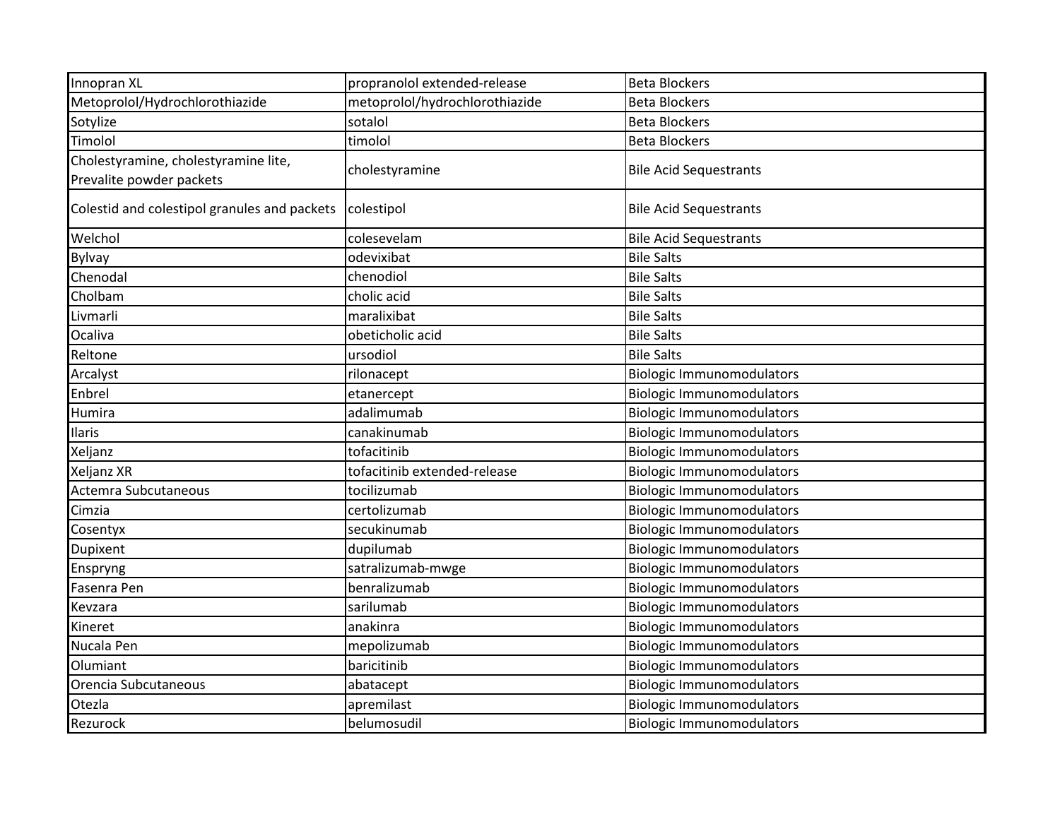| | | |
|---|---|---|
| Innopran XL | propranolol extended-release | Beta Blockers |
| Metoprolol/Hydrochlorothiazide | metoprolol/hydrochlorothiazide | Beta Blockers |
| Sotylize | sotalol | Beta Blockers |
| Timolol | timolol | Beta Blockers |
| Cholestyramine, cholestyramine lite, Prevalite powder packets | cholestyramine | Bile Acid Sequestrants |
| Colestid and colestipol granules and packets | colestipol | Bile Acid Sequestrants |
| Welchol | colesevelam | Bile Acid Sequestrants |
| Bylvay | odevixibat | Bile Salts |
| Chenodal | chenodiol | Bile Salts |
| Cholbam | cholic acid | Bile Salts |
| Livmarli | maralixibat | Bile Salts |
| Ocaliva | obeticholic acid | Bile Salts |
| Reltone | ursodiol | Bile Salts |
| Arcalyst | rilonacept | Biologic Immunomodulators |
| Enbrel | etanercept | Biologic Immunomodulators |
| Humira | adalimumab | Biologic Immunomodulators |
| Ilaris | canakinumab | Biologic Immunomodulators |
| Xeljanz | tofacitinib | Biologic Immunomodulators |
| Xeljanz XR | tofacitinib extended-release | Biologic Immunomodulators |
| Actemra Subcutaneous | tocilizumab | Biologic Immunomodulators |
| Cimzia | certolizumab | Biologic Immunomodulators |
| Cosentyx | secukinumab | Biologic Immunomodulators |
| Dupixent | dupilumab | Biologic Immunomodulators |
| Enspryng | satralizumab-mwge | Biologic Immunomodulators |
| Fasenra Pen | benralizumab | Biologic Immunomodulators |
| Kevzara | sarilumab | Biologic Immunomodulators |
| Kineret | anakinra | Biologic Immunomodulators |
| Nucala Pen | mepolizumab | Biologic Immunomodulators |
| Olumiant | baricitinib | Biologic Immunomodulators |
| Orencia Subcutaneous | abatacept | Biologic Immunomodulators |
| Otezla | apremilast | Biologic Immunomodulators |
| Rezurock | belumosudil | Biologic Immunomodulators |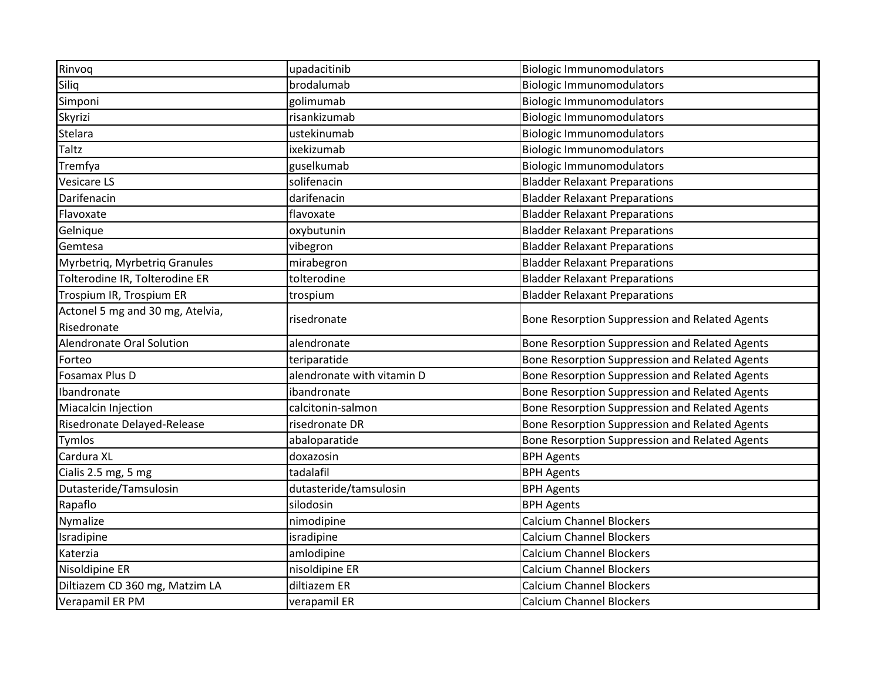| | | |
|---|---|---|
| Rinvoq | upadacitinib | Biologic Immunomodulators |
| Siliq | brodalumab | Biologic Immunomodulators |
| Simponi | golimumab | Biologic Immunomodulators |
| Skyrizi | risankizumab | Biologic Immunomodulators |
| Stelara | ustekinumab | Biologic Immunomodulators |
| Taltz | ixekizumab | Biologic Immunomodulators |
| Tremfya | guselkumab | Biologic Immunomodulators |
| Vesicare LS | solifenacin | Bladder Relaxant Preparations |
| Darifenacin | darifenacin | Bladder Relaxant Preparations |
| Flavoxate | flavoxate | Bladder Relaxant Preparations |
| Gelnique | oxybutunin | Bladder Relaxant Preparations |
| Gemtesa | vibegron | Bladder Relaxant Preparations |
| Myrbetriq, Myrbetriq Granules | mirabegron | Bladder Relaxant Preparations |
| Tolterodine IR, Tolterodine ER | tolterodine | Bladder Relaxant Preparations |
| Trospium IR, Trospium ER | trospium | Bladder Relaxant Preparations |
| Actonel 5 mg and 30 mg, Atelvia, Risedronate | risedronate | Bone Resorption Suppression and Related Agents |
| Alendronate Oral Solution | alendronate | Bone Resorption Suppression and Related Agents |
| Forteo | teriparatide | Bone Resorption Suppression and Related Agents |
| Fosamax Plus D | alendronate with vitamin D | Bone Resorption Suppression and Related Agents |
| Ibandronate | ibandronate | Bone Resorption Suppression and Related Agents |
| Miacalcin Injection | calcitonin-salmon | Bone Resorption Suppression and Related Agents |
| Risedronate Delayed-Release | risedronate DR | Bone Resorption Suppression and Related Agents |
| Tymlos | abaloparatide | Bone Resorption Suppression and Related Agents |
| Cardura XL | doxazosin | BPH Agents |
| Cialis 2.5 mg, 5 mg | tadalafil | BPH Agents |
| Dutasteride/Tamsulosin | dutasteride/tamsulosin | BPH Agents |
| Rapaflo | silodosin | BPH Agents |
| Nymalize | nimodipine | Calcium Channel Blockers |
| Isradipine | isradipine | Calcium Channel Blockers |
| Katerzia | amlodipine | Calcium Channel Blockers |
| Nisoldipine ER | nisoldipine ER | Calcium Channel Blockers |
| Diltiazem CD 360 mg, Matzim LA | diltiazem ER | Calcium Channel Blockers |
| Verapamil ER PM | verapamil ER | Calcium Channel Blockers |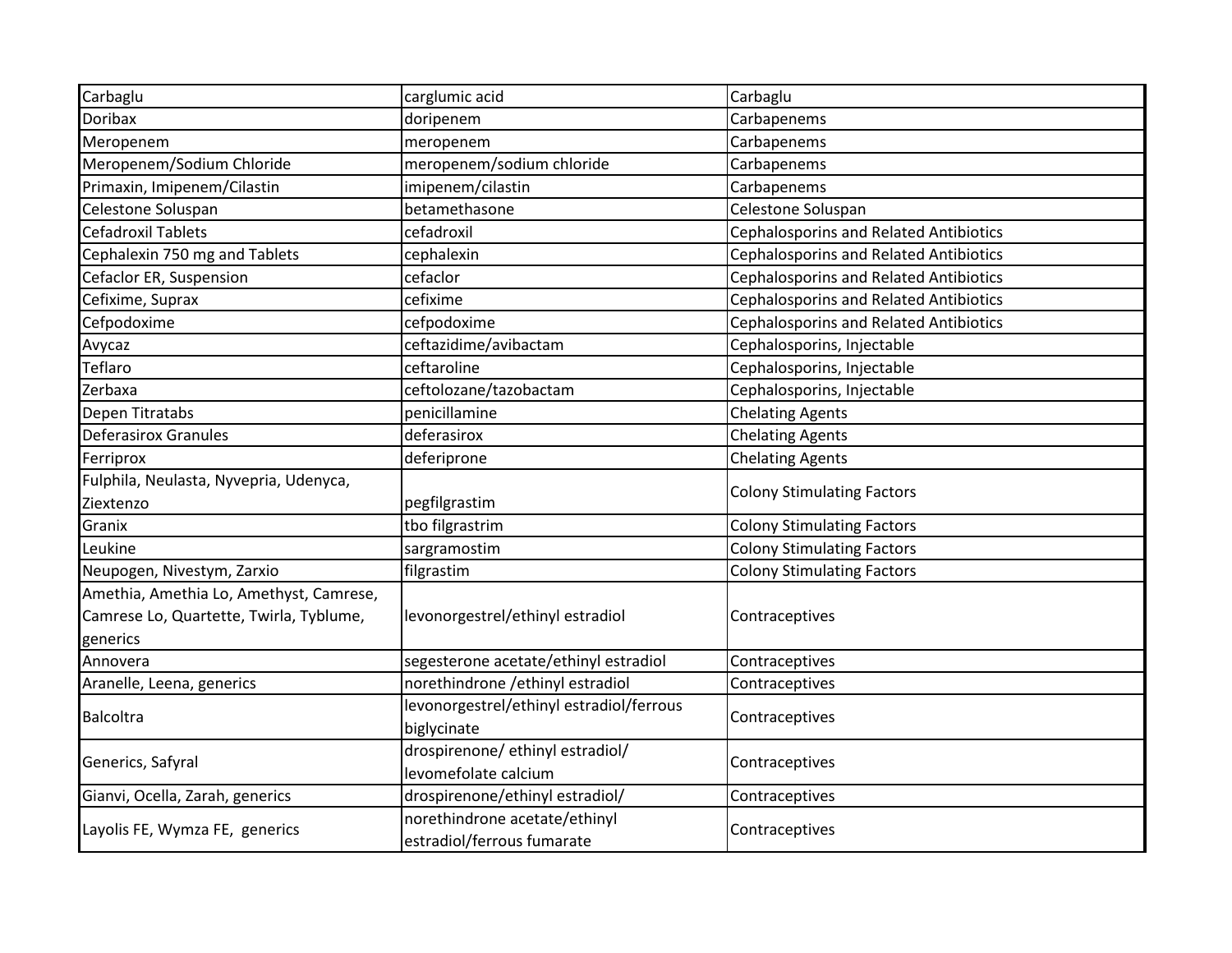| | | |
|---|---|---|
| Carbaglu | carglumic acid | Carbaglu |
| Doribax | doripenem | Carbapenems |
| Meropenem | meropenem | Carbapenems |
| Meropenem/Sodium Chloride | meropenem/sodium chloride | Carbapenems |
| Primaxin, Imipenem/Cilastin | imipenem/cilastin | Carbapenems |
| Celestone Soluspan | betamethasone | Celestone Soluspan |
| Cefadroxil Tablets | cefadroxil | Cephalosporins and Related Antibiotics |
| Cephalexin 750 mg and Tablets | cephalexin | Cephalosporins and Related Antibiotics |
| Cefaclor ER, Suspension | cefaclor | Cephalosporins and Related Antibiotics |
| Cefixime, Suprax | cefixime | Cephalosporins and Related Antibiotics |
| Cefpodoxime | cefpodoxime | Cephalosporins and Related Antibiotics |
| Avycaz | ceftazidime/avibactam | Cephalosporins, Injectable |
| Teflaro | ceftaroline | Cephalosporins, Injectable |
| Zerbaxa | ceftolozane/tazobactam | Cephalosporins, Injectable |
| Depen Titratabs | penicillamine | Chelating Agents |
| Deferasirox Granules | deferasirox | Chelating Agents |
| Ferriprox | deferiprone | Chelating Agents |
| Fulphila, Neulasta, Nyvepria, Udenyca, Ziextenzo | pegfilgrastim | Colony Stimulating Factors |
| Granix | tbo filgrastrim | Colony Stimulating Factors |
| Leukine | sargramostim | Colony Stimulating Factors |
| Neupogen, Nivestym, Zarxio | filgrastim | Colony Stimulating Factors |
| Amethia, Amethia Lo, Amethyst, Camrese, Camrese Lo, Quartette, Twirla, Tyblume, generics | levonorgestrel/ethinyl estradiol | Contraceptives |
| Annovera | segesterone acetate/ethinyl estradiol | Contraceptives |
| Aranelle, Leena, generics | norethindrone /ethinyl estradiol | Contraceptives |
| Balcoltra | levonorgestrel/ethinyl estradiol/ferrous biglycinate | Contraceptives |
| Generics, Safyral | drospirenone/ ethinyl estradiol/ levomefolate calcium | Contraceptives |
| Gianvi, Ocella, Zarah, generics | drospirenone/ethinyl estradiol/ | Contraceptives |
| Layolis FE, Wymza FE, generics | norethindrone acetate/ethinyl estradiol/ferrous fumarate | Contraceptives |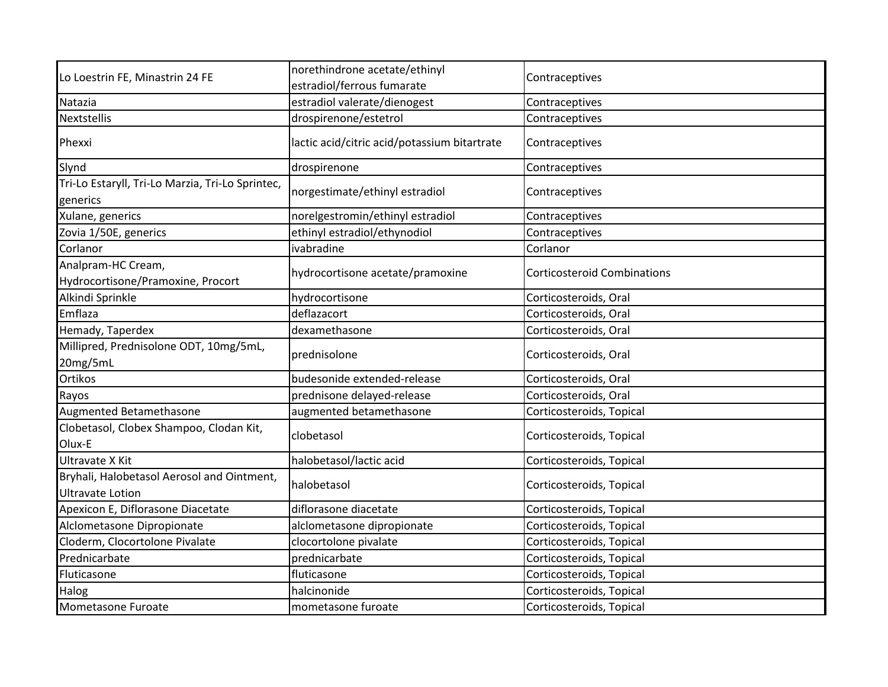| | | |
|---|---|---|
| Lo Loestrin FE, Minastrin 24 FE | norethindrone acetate/ethinyl estradiol/ferrous fumarate | Contraceptives |
| Natazia | estradiol valerate/dienogest | Contraceptives |
| Nextstellis | drospirenone/estetrol | Contraceptives |
| Phexxi | lactic acid/citric acid/potassium bitartrate | Contraceptives |
| Slynd | drospirenone | Contraceptives |
| Tri-Lo Estaryll, Tri-Lo Marzia, Tri-Lo Sprintec, generics | norgestimate/ethinyl estradiol | Contraceptives |
| Xulane, generics | norelgestromin/ethinyl estradiol | Contraceptives |
| Zovia 1/50E, generics | ethinyl estradiol/ethynodiol | Contraceptives |
| Corlanor | ivabradine | Corlanor |
| Analpram-HC Cream, Hydrocortisone/Pramoxine, Procort | hydrocortisone acetate/pramoxine | Corticosteroid Combinations |
| Alkindi Sprinkle | hydrocortisone | Corticosteroids, Oral |
| Emflaza | deflazacort | Corticosteroids, Oral |
| Hemady, Taperdex | dexamethasone | Corticosteroids, Oral |
| Millipred, Prednisolone ODT, 10mg/5mL, 20mg/5mL | prednisolone | Corticosteroids, Oral |
| Ortikos | budesonide extended-release | Corticosteroids, Oral |
| Rayos | prednisone delayed-release | Corticosteroids, Oral |
| Augmented Betamethasone | augmented betamethasone | Corticosteroids, Topical |
| Clobetasol, Clobex Shampoo, Clodan Kit, Olux-E | clobetasol | Corticosteroids, Topical |
| Ultravate X Kit | halobetasol/lactic acid | Corticosteroids, Topical |
| Bryhali, Halobetasol Aerosol and Ointment, Ultravate Lotion | halobetasol | Corticosteroids, Topical |
| Apexicon E, Diflorasone Diacetate | diflorasone diacetate | Corticosteroids, Topical |
| Alclometasone Dipropionate | alclometasone dipropionate | Corticosteroids, Topical |
| Cloderm, Clocortolone Pivalate | clocortolone pivalate | Corticosteroids, Topical |
| Prednicarbate | prednicarbate | Corticosteroids, Topical |
| Fluticasone | fluticasone | Corticosteroids, Topical |
| Halog | halcinonide | Corticosteroids, Topical |
| Mometasone Furoate | mometasone furoate | Corticosteroids, Topical |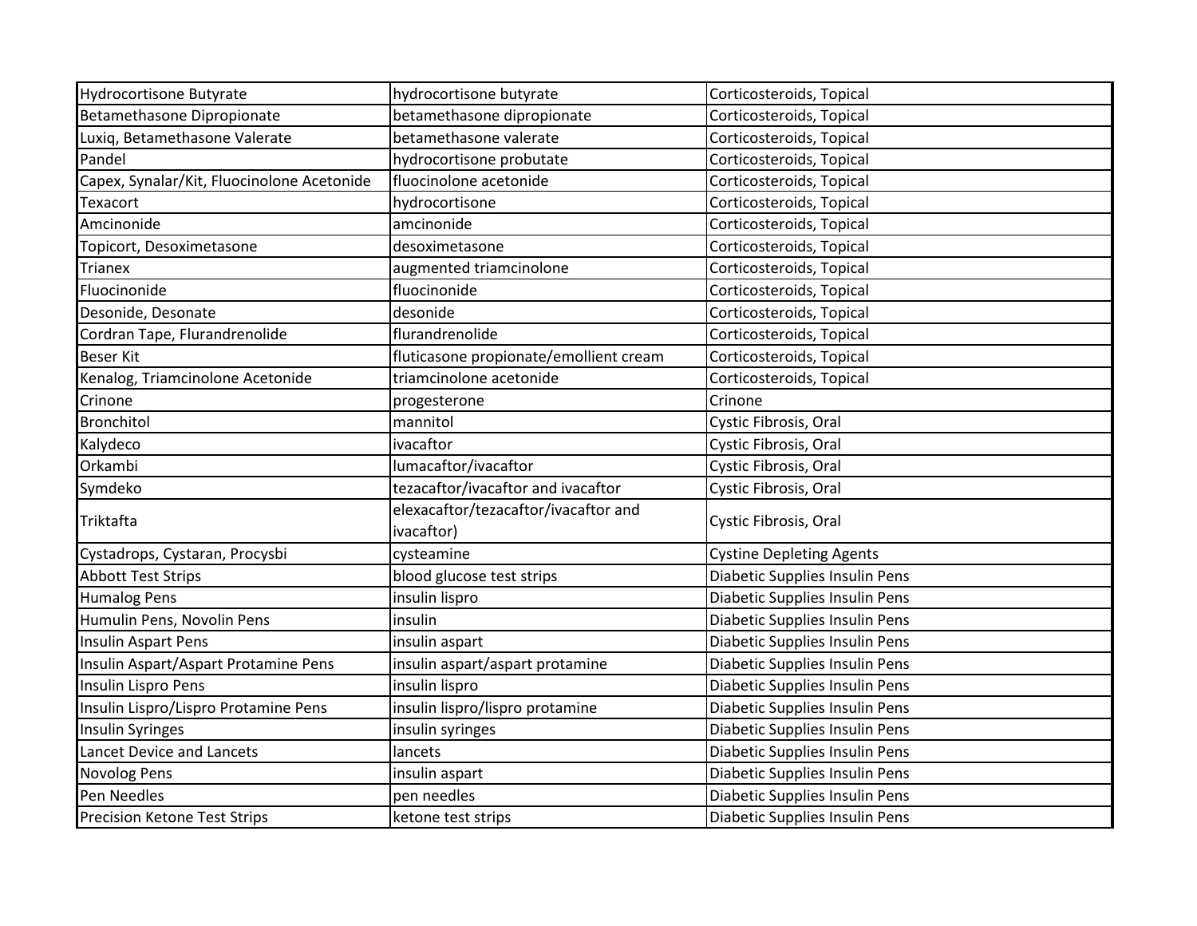| | | |
|---|---|---|
| Hydrocortisone Butyrate | hydrocortisone butyrate | Corticosteroids, Topical |
| Betamethasone Dipropionate | betamethasone dipropionate | Corticosteroids, Topical |
| Luxiq, Betamethasone Valerate | betamethasone valerate | Corticosteroids, Topical |
| Pandel | hydrocortisone probutate | Corticosteroids, Topical |
| Capex, Synalar/Kit, Fluocinolone Acetonide | fluocinolone acetonide | Corticosteroids, Topical |
| Texacort | hydrocortisone | Corticosteroids, Topical |
| Amcinonide | amcinonide | Corticosteroids, Topical |
| Topicort, Desoximetasone | desoximetasone | Corticosteroids, Topical |
| Trianex | augmented triamcinolone | Corticosteroids, Topical |
| Fluocinonide | fluocinonide | Corticosteroids, Topical |
| Desonide, Desonate | desonide | Corticosteroids, Topical |
| Cordran Tape, Flurandrenolide | flurandrenolide | Corticosteroids, Topical |
| Beser Kit | fluticasone propionate/emollient cream | Corticosteroids, Topical |
| Kenalog, Triamcinolone Acetonide | triamcinolone acetonide | Corticosteroids, Topical |
| Crinone | progesterone | Crinone |
| Bronchitol | mannitol | Cystic Fibrosis, Oral |
| Kalydeco | ivacaftor | Cystic Fibrosis, Oral |
| Orkambi | lumacaftor/ivacaftor | Cystic Fibrosis, Oral |
| Symdeko | tezacaftor/ivacaftor and ivacaftor | Cystic Fibrosis, Oral |
| Triktafta | elexacaftor/tezacaftor/ivacaftor and ivacaftor) | Cystic Fibrosis, Oral |
| Cystadrops, Cystaran, Procysbi | cysteamine | Cystine Depleting Agents |
| Abbott Test Strips | blood glucose test strips | Diabetic Supplies Insulin Pens |
| Humalog Pens | insulin lispro | Diabetic Supplies Insulin Pens |
| Humulin Pens, Novolin Pens | insulin | Diabetic Supplies Insulin Pens |
| Insulin Aspart Pens | insulin aspart | Diabetic Supplies Insulin Pens |
| Insulin Aspart/Aspart Protamine Pens | insulin aspart/aspart protamine | Diabetic Supplies Insulin Pens |
| Insulin Lispro Pens | insulin lispro | Diabetic Supplies Insulin Pens |
| Insulin Lispro/Lispro Protamine Pens | insulin lispro/lispro protamine | Diabetic Supplies Insulin Pens |
| Insulin Syringes | insulin syringes | Diabetic Supplies Insulin Pens |
| Lancet Device and Lancets | lancets | Diabetic Supplies Insulin Pens |
| Novolog Pens | insulin aspart | Diabetic Supplies Insulin Pens |
| Pen Needles | pen needles | Diabetic Supplies Insulin Pens |
| Precision Ketone Test Strips | ketone test strips | Diabetic Supplies Insulin Pens |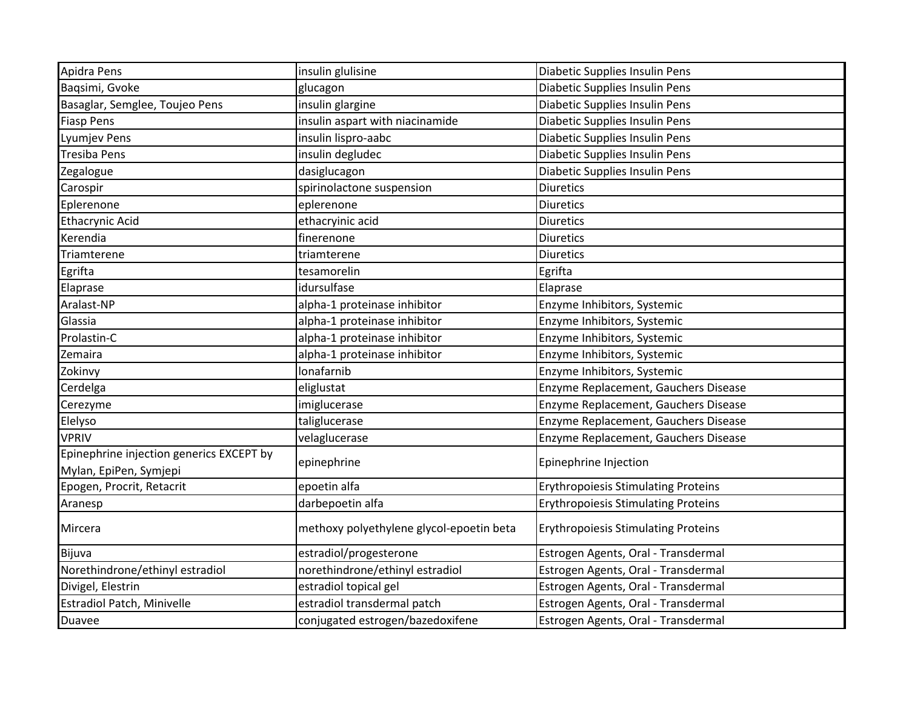| | | |
|---|---|---|
| Apidra Pens | insulin glulisine | Diabetic Supplies Insulin Pens |
| Baqsimi, Gvoke | glucagon | Diabetic Supplies Insulin Pens |
| Basaglar, Semglee, Toujeo Pens | insulin glargine | Diabetic Supplies Insulin Pens |
| Fiasp Pens | insulin aspart with niacinamide | Diabetic Supplies Insulin Pens |
| Lyumjev Pens | insulin lispro-aabc | Diabetic Supplies Insulin Pens |
| Tresiba Pens | insulin degludec | Diabetic Supplies Insulin Pens |
| Zegalogue | dasiglucagon | Diabetic Supplies Insulin Pens |
| Carospir | spirinolactone suspension | Diuretics |
| Eplerenone | eplerenone | Diuretics |
| Ethacrynic Acid | ethacryinic acid | Diuretics |
| Kerendia | finerenone | Diuretics |
| Triamterene | triamterene | Diuretics |
| Egrifta | tesamorelin | Egrifta |
| Elaprase | idursulfase | Elaprase |
| Aralast-NP | alpha-1 proteinase inhibitor | Enzyme Inhibitors, Systemic |
| Glassia | alpha-1 proteinase inhibitor | Enzyme Inhibitors, Systemic |
| Prolastin-C | alpha-1 proteinase inhibitor | Enzyme Inhibitors, Systemic |
| Zemaira | alpha-1 proteinase inhibitor | Enzyme Inhibitors, Systemic |
| Zokinvy | lonafarnib | Enzyme Inhibitors, Systemic |
| Cerdelga | eliglustat | Enzyme Replacement, Gauchers Disease |
| Cerezyme | imiglucerase | Enzyme Replacement, Gauchers Disease |
| Elelyso | taliglucerase | Enzyme Replacement, Gauchers Disease |
| VPRIV | velaglucerase | Enzyme Replacement, Gauchers Disease |
| Epinephrine injection generics EXCEPT by Mylan, EpiPen, Symjepi | epinephrine | Epinephrine Injection |
| Epogen, Procrit, Retacrit | epoetin alfa | Erythropoiesis Stimulating Proteins |
| Aranesp | darbepoetin alfa | Erythropoiesis Stimulating Proteins |
| Mircera | methoxy polyethylene glycol-epoetin beta | Erythropoiesis Stimulating Proteins |
| Bijuva | estradiol/progesterone | Estrogen Agents, Oral - Transdermal |
| Norethindrone/ethinyl estradiol | norethindrone/ethinyl estradiol | Estrogen Agents, Oral - Transdermal |
| Divigel, Elestrin | estradiol topical gel | Estrogen Agents, Oral - Transdermal |
| Estradiol Patch, Minivelle | estradiol transdermal patch | Estrogen Agents, Oral - Transdermal |
| Duavee | conjugated estrogen/bazedoxifene | Estrogen Agents, Oral - Transdermal |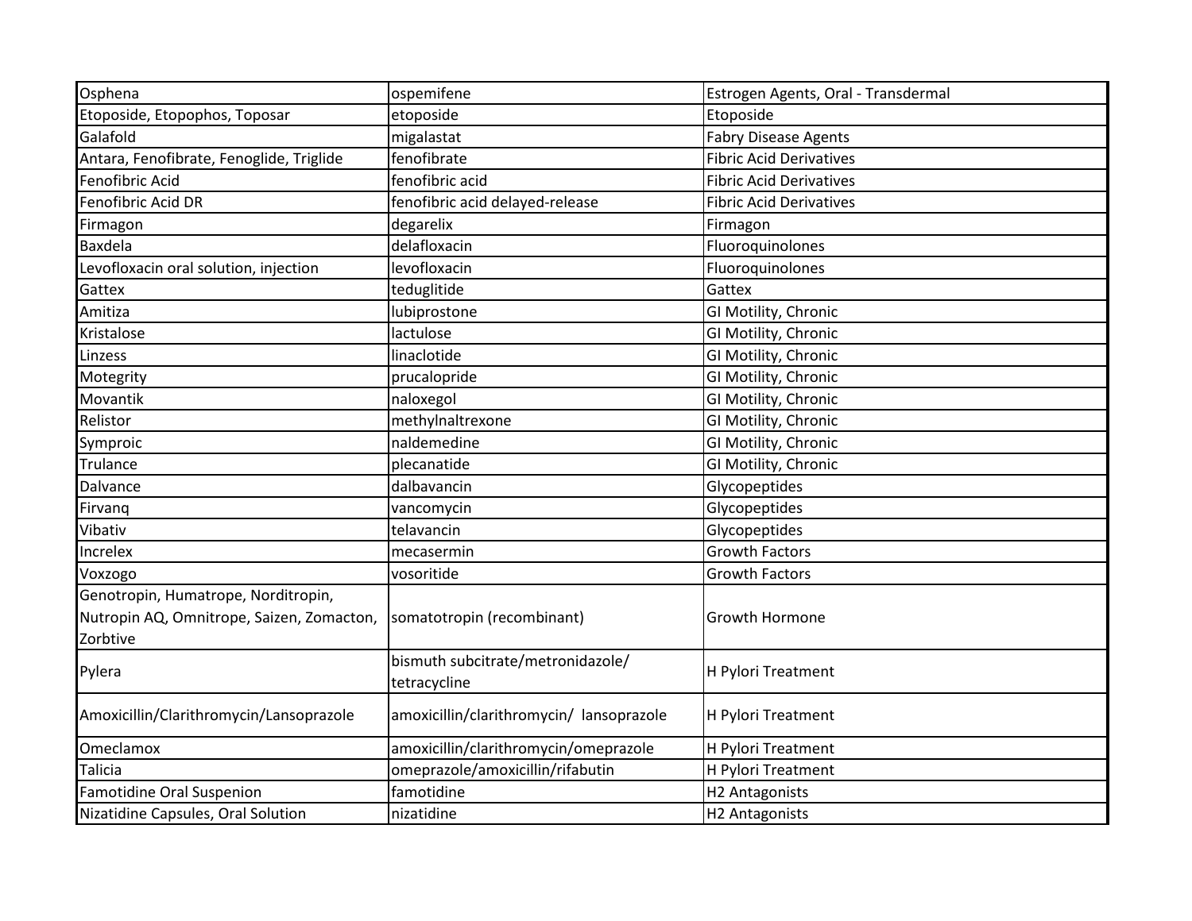| | | |
|---|---|---|
| Osphena | ospemifene | Estrogen Agents, Oral - Transdermal |
| Etoposide, Etopophos, Toposar | etoposide | Etoposide |
| Galafold | migalastat | Fabry Disease Agents |
| Antara, Fenofibrate, Fenoglide, Triglide | fenofibrate | Fibric Acid Derivatives |
| Fenofibric Acid | fenofibric acid | Fibric Acid Derivatives |
| Fenofibric Acid DR | fenofibric acid delayed-release | Fibric Acid Derivatives |
| Firmagon | degarelix | Firmagon |
| Baxdela | delafloxacin | Fluoroquinolones |
| Levofloxacin oral solution, injection | levofloxacin | Fluoroquinolones |
| Gattex | teduglitide | Gattex |
| Amitiza | lubiprostone | GI Motility, Chronic |
| Kristalose | lactulose | GI Motility, Chronic |
| Linzess | linaclotide | GI Motility, Chronic |
| Motegrity | prucalopride | GI Motility, Chronic |
| Movantik | naloxegol | GI Motility, Chronic |
| Relistor | methylnaltrexone | GI Motility, Chronic |
| Symproic | naldemedine | GI Motility, Chronic |
| Trulance | plecanatide | GI Motility, Chronic |
| Dalvance | dalbavancin | Glycopeptides |
| Firvanq | vancomycin | Glycopeptides |
| Vibativ | telavancin | Glycopeptides |
| Increlex | mecasermin | Growth Factors |
| Voxzogo | vosoritide | Growth Factors |
| Genotropin, Humatrope, Norditropin, Nutropin AQ, Omnitrope, Saizen, Zomacton, Zorbtive | somatotropin (recombinant) | Growth Hormone |
| Pylera | bismuth subcitrate/metronidazole/ tetracycline | H Pylori Treatment |
| Amoxicillin/Clarithromycin/Lansoprazole | amoxicillin/clarithromycin/ lansoprazole | H Pylori Treatment |
| Omeclamox | amoxicillin/clarithromycin/omeprazole | H Pylori Treatment |
| Talicia | omeprazole/amoxicillin/rifabutin | H Pylori Treatment |
| Famotidine Oral Suspenion | famotidine | H2 Antagonists |
| Nizatidine Capsules, Oral Solution | nizatidine | H2 Antagonists |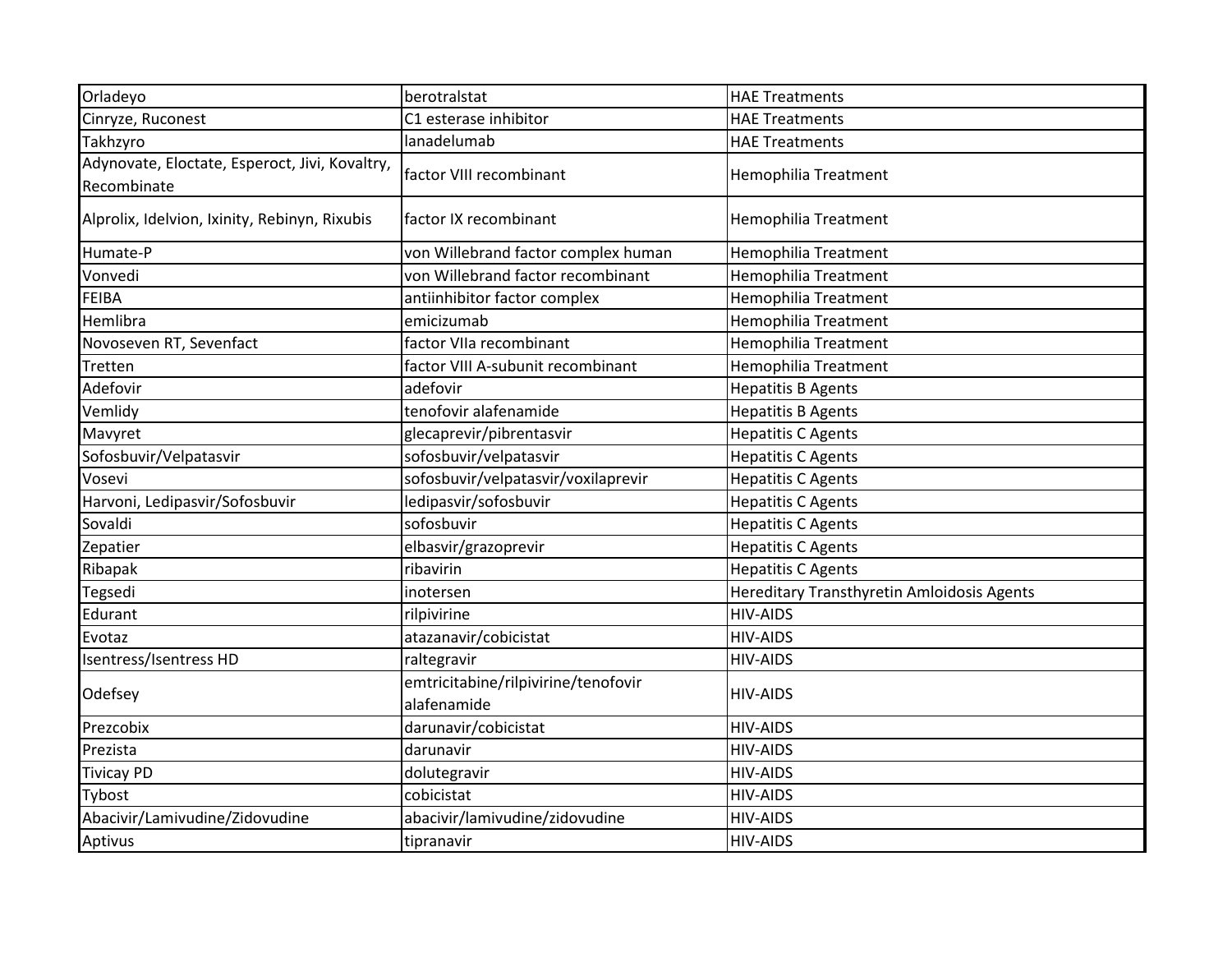| | | |
|---|---|---|
| Orladeyo | berotralstat | HAE Treatments |
| Cinryze, Ruconest | C1 esterase inhibitor | HAE Treatments |
| Takhzyro | lanadelumab | HAE Treatments |
| Adynovate, Eloctate, Esperoct, Jivi, Kovaltry, Recombinate | factor VIII recombinant | Hemophilia Treatment |
| Alprolix, Idelvion, Ixinity, Rebinyn, Rixubis | factor IX recombinant | Hemophilia Treatment |
| Humate-P | von Willebrand factor complex human | Hemophilia Treatment |
| Vonvedi | von Willebrand factor recombinant | Hemophilia Treatment |
| FEIBA | antiinhibitor factor complex | Hemophilia Treatment |
| Hemlibra | emicizumab | Hemophilia Treatment |
| Novoseven RT, Sevenfact | factor VIIa recombinant | Hemophilia Treatment |
| Tretten | factor VIII A-subunit recombinant | Hemophilia Treatment |
| Adefovir | adefovir | Hepatitis B Agents |
| Vemlidy | tenofovir alafenamide | Hepatitis B Agents |
| Mavyret | glecaprevir/pibrentasvir | Hepatitis C Agents |
| Sofosbuvir/Velpatasvir | sofosbuvir/velpatasvir | Hepatitis C Agents |
| Vosevi | sofosbuvir/velpatasvir/voxilaprevir | Hepatitis C Agents |
| Harvoni, Ledipasvir/Sofosbuvir | ledipasvir/sofosbuvir | Hepatitis C Agents |
| Sovaldi | sofosbuvir | Hepatitis C Agents |
| Zepatier | elbasvir/grazoprevir | Hepatitis C Agents |
| Ribapak | ribavirin | Hepatitis C Agents |
| Tegsedi | inotersen | Hereditary Transthyretin Amloidosis Agents |
| Edurant | rilpivirine | HIV-AIDS |
| Evotaz | atazanavir/cobicistat | HIV-AIDS |
| Isentress/Isentress HD | raltegravir | HIV-AIDS |
| Odefsey | emtricitabine/rilpivirine/tenofovir alafenamide | HIV-AIDS |
| Prezcobix | darunavir/cobicistat | HIV-AIDS |
| Prezista | darunavir | HIV-AIDS |
| Tivicay PD | dolutegravir | HIV-AIDS |
| Tybost | cobicistat | HIV-AIDS |
| Abacivir/Lamivudine/Zidovudine | abacivir/lamivudine/zidovudine | HIV-AIDS |
| Aptivus | tipranavir | HIV-AIDS |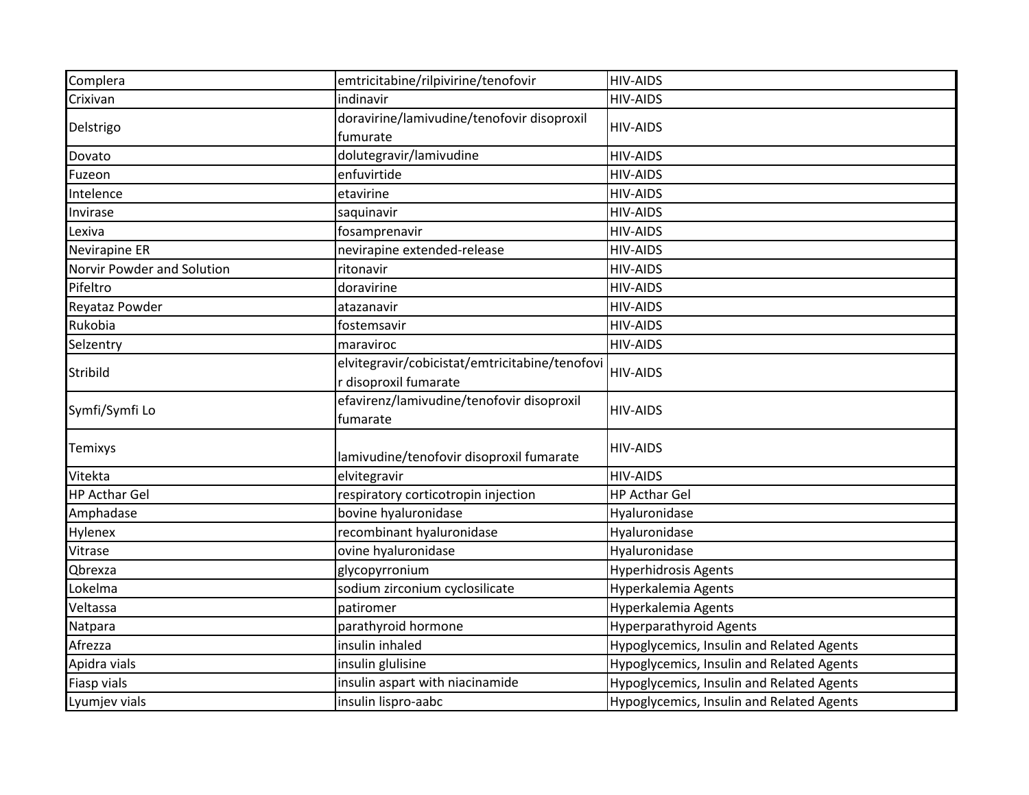| Complera | emtricitabine/rilpivirine/tenofovir | HIV-AIDS |
|---|---|---|
| Crixivan | indinavir | HIV-AIDS |
| Delstrigo | doravirine/lamivudine/tenofovir disoproxil fumurate | HIV-AIDS |
| Dovato | dolutegravir/lamivudine | HIV-AIDS |
| Fuzeon | enfuvirtide | HIV-AIDS |
| Intelence | etavirine | HIV-AIDS |
| Invirase | saquinavir | HIV-AIDS |
| Lexiva | fosamprenavir | HIV-AIDS |
| Nevirapine ER | nevirapine extended-release | HIV-AIDS |
| Norvir Powder and Solution | ritonavir | HIV-AIDS |
| Pifeltro | doravirine | HIV-AIDS |
| Reyataz Powder | atazanavir | HIV-AIDS |
| Rukobia | fostemsavir | HIV-AIDS |
| Selzentry | maraviroc | HIV-AIDS |
| Stribild | elvitegravir/cobicistat/emtricitabine/tenofovir disoproxil fumarate | HIV-AIDS |
| Symfi/Symfi Lo | efavirenz/lamivudine/tenofovir disoproxil fumarate | HIV-AIDS |
| Temixys | lamivudine/tenofovir disoproxil fumarate | HIV-AIDS |
| Vitekta | elvitegravir | HIV-AIDS |
| HP Acthar Gel | respiratory corticotropin injection | HP Acthar Gel |
| Amphadase | bovine hyaluronidase | Hyaluronidase |
| Hylenex | recombinant hyaluronidase | Hyaluronidase |
| Vitrase | ovine hyaluronidase | Hyaluronidase |
| Qbrexza | glycopyrronium | Hyperhidrosis Agents |
| Lokelma | sodium zirconium cyclosilicate | Hyperkalemia Agents |
| Veltassa | patiromer | Hyperkalemia Agents |
| Natpara | parathyroid hormone | Hyperparathyroid Agents |
| Afrezza | insulin inhaled | Hypoglycemics, Insulin and Related Agents |
| Apidra vials | insulin glulisine | Hypoglycemics, Insulin and Related Agents |
| Fiasp vials | insulin aspart with niacinamide | Hypoglycemics, Insulin and Related Agents |
| Lyumjev vials | insulin lispro-aabc | Hypoglycemics, Insulin and Related Agents |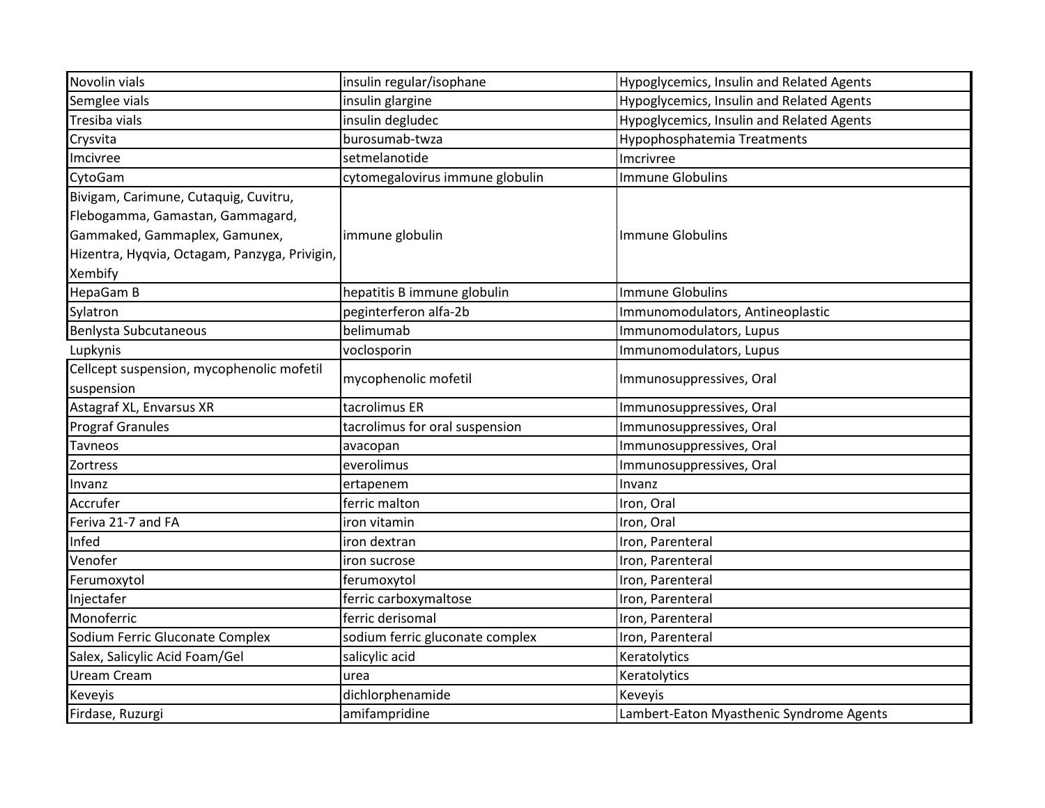| | | |
|---|---|---|
| Novolin vials | insulin regular/isophane | Hypoglycemics, Insulin and Related Agents |
| Semglee vials | insulin glargine | Hypoglycemics, Insulin and Related Agents |
| Tresiba vials | insulin degludec | Hypoglycemics, Insulin and Related Agents |
| Crysvita | burosumab-twza | Hypophosphatemia Treatments |
| Imcivree | setmelanotide | Imcrivree |
| CytoGam | cytomegalovirus immune globulin | Immune Globulins |
| Bivigam, Carimune, Cutaquig, Cuvitru, Flebogamma, Gamastan, Gammagard, Gammaked, Gammaplex, Gamunex, Hizentra, Hyqvia, Octagam, Panzyga, Privigin, Xembify | immune globulin | Immune Globulins |
| HepaGam B | hepatitis B immune globulin | Immune Globulins |
| Sylatron | peginterferon alfa-2b | Immunomodulators, Antineoplastic |
| Benlysta Subcutaneous | belimumab | Immunomodulators, Lupus |
| Lupkynis | voclosporin | Immunomodulators, Lupus |
| Cellcept suspension, mycophenolic mofetil suspension | mycophenolic mofetil | Immunosuppressives, Oral |
| Astagraf XL, Envarsus XR | tacrolimus ER | Immunosuppressives, Oral |
| Prograf Granules | tacrolimus for oral suspension | Immunosuppressives, Oral |
| Tavneos | avacopan | Immunosuppressives, Oral |
| Zortress | everolimus | Immunosuppressives, Oral |
| Invanz | ertapenem | Invanz |
| Accrufer | ferric malton | Iron, Oral |
| Feriva 21-7 and FA | iron vitamin | Iron, Oral |
| Infed | iron dextran | Iron, Parenteral |
| Venofer | iron sucrose | Iron, Parenteral |
| Ferumoxytol | ferumoxytol | Iron, Parenteral |
| Injectafer | ferric carboxymaltose | Iron, Parenteral |
| Monoferric | ferric derisomal | Iron, Parenteral |
| Sodium Ferric Gluconate Complex | sodium ferric gluconate complex | Iron, Parenteral |
| Salex, Salicylic Acid Foam/Gel | salicylic acid | Keratolytics |
| Uream Cream | urea | Keratolytics |
| Keveyis | dichlorphenamide | Keveyis |
| Firdase, Ruzurgi | amifampridine | Lambert-Eaton Myasthenic Syndrome Agents |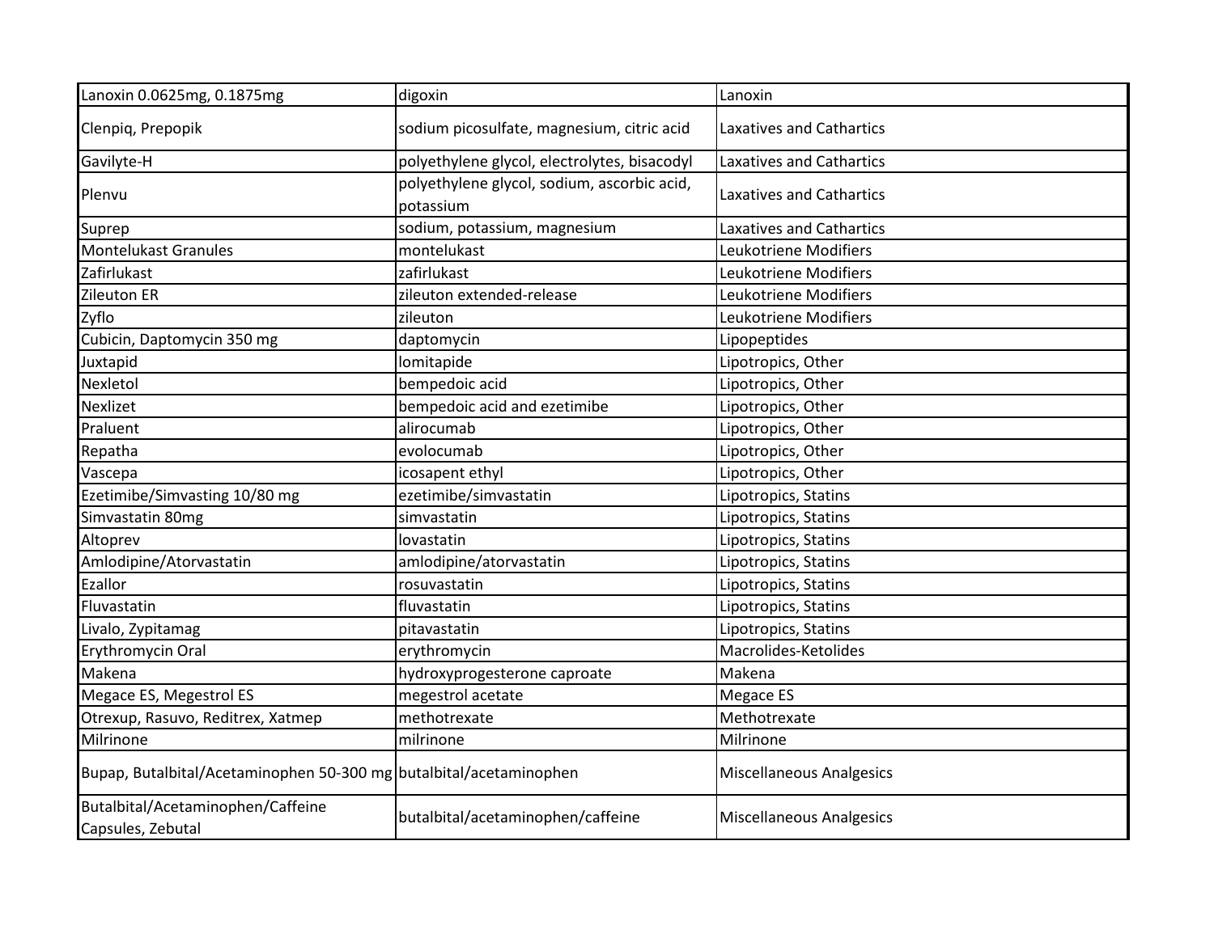| | | |
|---|---|---|
| Lanoxin 0.0625mg, 0.1875mg | digoxin | Lanoxin |
| Clenpiq, Prepopik | sodium picosulfate, magnesium, citric acid | Laxatives and Cathartics |
| Gavilyte-H | polyethylene glycol, electrolytes, bisacodyl | Laxatives and Cathartics |
| Plenvu | polyethylene glycol, sodium, ascorbic acid, potassium | Laxatives and Cathartics |
| Suprep | sodium, potassium, magnesium | Laxatives and Cathartics |
| Montelukast Granules | montelukast | Leukotriene Modifiers |
| Zafirlukast | zafirlukast | Leukotriene Modifiers |
| Zileuton ER | zileuton extended-release | Leukotriene Modifiers |
| Zyflo | zileuton | Leukotriene Modifiers |
| Cubicin, Daptomycin 350 mg | daptomycin | Lipopeptides |
| Juxtapid | lomitapide | Lipotropics, Other |
| Nexletol | bempedoic acid | Lipotropics, Other |
| Nexlizet | bempedoic acid and ezetimibe | Lipotropics, Other |
| Praluent | alirocumab | Lipotropics, Other |
| Repatha | evolocumab | Lipotropics, Other |
| Vascepa | icosapent ethyl | Lipotropics, Other |
| Ezetimibe/Simvasting 10/80 mg | ezetimibe/simvastatin | Lipotropics, Statins |
| Simvastatin 80mg | simvastatin | Lipotropics, Statins |
| Altoprev | lovastatin | Lipotropics, Statins |
| Amlodipine/Atorvastatin | amlodipine/atorvastatin | Lipotropics, Statins |
| Ezallor | rosuvastatin | Lipotropics, Statins |
| Fluvastatin | fluvastatin | Lipotropics, Statins |
| Livalo, Zypitamag | pitavastatin | Lipotropics, Statins |
| Erythromycin Oral | erythromycin | Macrolides-Ketolides |
| Makena | hydroxyprogesterone caproate | Makena |
| Megace ES, Megestrol ES | megestrol acetate | Megace ES |
| Otrexup, Rasuvo, Reditrex, Xatmep | methotrexate | Methotrexate |
| Milrinone | milrinone | Milrinone |
| Bupap, Butalbital/Acetaminophen 50-300 mg | butalbital/acetaminophen | Miscellaneous Analgesics |
| Butalbital/Acetaminophen/Caffeine Capsules, Zebutal | butalbital/acetaminophen/caffeine | Miscellaneous Analgesics |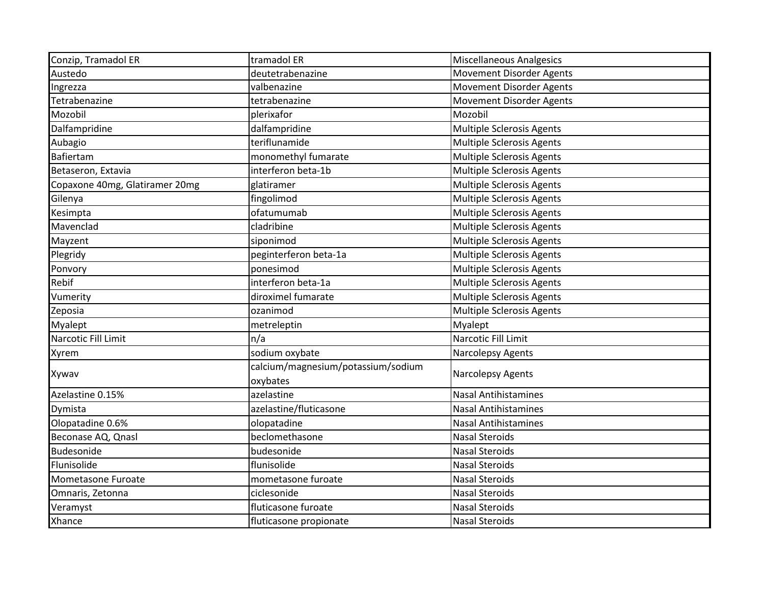| | | |
|---|---|---|
| Conzip, Tramadol ER | tramadol ER | Miscellaneous Analgesics |
| Austedo | deutetrabenazine | Movement Disorder Agents |
| Ingrezza | valbenazine | Movement Disorder Agents |
| Tetrabenazine | tetrabenazine | Movement Disorder Agents |
| Mozobil | plerixafor | Mozobil |
| Dalfampridine | dalfampridine | Multiple Sclerosis Agents |
| Aubagio | teriflunamide | Multiple Sclerosis Agents |
| Bafiertam | monomethyl fumarate | Multiple Sclerosis Agents |
| Betaseron, Extavia | interferon beta-1b | Multiple Sclerosis Agents |
| Copaxone 40mg, Glatiramer 20mg | glatiramer | Multiple Sclerosis Agents |
| Gilenya | fingolimod | Multiple Sclerosis Agents |
| Kesimpta | ofatumumab | Multiple Sclerosis Agents |
| Mavenclad | cladribine | Multiple Sclerosis Agents |
| Mayzent | siponimod | Multiple Sclerosis Agents |
| Plegridy | peginterferon beta-1a | Multiple Sclerosis Agents |
| Ponvory | ponesimod | Multiple Sclerosis Agents |
| Rebif | interferon beta-1a | Multiple Sclerosis Agents |
| Vumerity | diroximel fumarate | Multiple Sclerosis Agents |
| Zeposia | ozanimod | Multiple Sclerosis Agents |
| Myalept | metreleptin | Myalept |
| Narcotic Fill Limit | n/a | Narcotic Fill Limit |
| Xyrem | sodium oxybate | Narcolepsy Agents |
| Xywav | calcium/magnesium/potassium/sodium oxybates | Narcolepsy Agents |
| Azelastine 0.15% | azelastine | Nasal Antihistamines |
| Dymista | azelastine/fluticasone | Nasal Antihistamines |
| Olopatadine 0.6% | olopatadine | Nasal Antihistamines |
| Beconase AQ, Qnasl | beclomethasone | Nasal Steroids |
| Budesonide | budesonide | Nasal Steroids |
| Flunisolide | flunisolide | Nasal Steroids |
| Mometasone Furoate | mometasone furoate | Nasal Steroids |
| Omnaris, Zetonna | ciclesonide | Nasal Steroids |
| Veramyst | fluticasone furoate | Nasal Steroids |
| Xhance | fluticasone propionate | Nasal Steroids |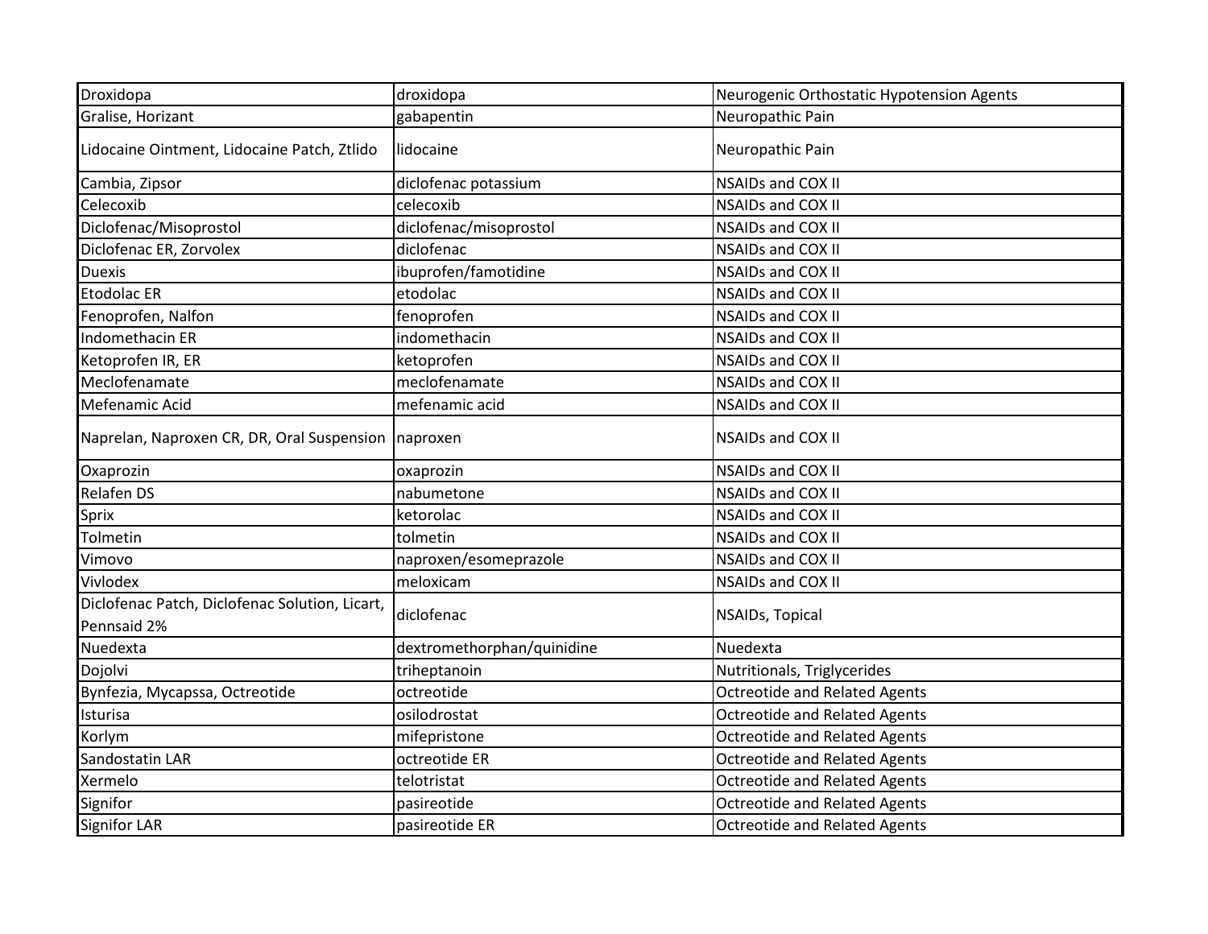| | | |
|---|---|---|
| Droxidopa | droxidopa | Neurogenic Orthostatic Hypotension Agents |
| Gralise, Horizant | gabapentin | Neuropathic Pain |
| Lidocaine Ointment, Lidocaine Patch, Ztlido | lidocaine | Neuropathic Pain |
| Cambia, Zipsor | diclofenac potassium | NSAIDs and COX II |
| Celecoxib | celecoxib | NSAIDs and COX II |
| Diclofenac/Misoprostol | diclofenac/misoprostol | NSAIDs and COX II |
| Diclofenac ER, Zorvolex | diclofenac | NSAIDs and COX II |
| Duexis | ibuprofen/famotidine | NSAIDs and COX II |
| Etodolac ER | etodolac | NSAIDs and COX II |
| Fenoprofen, Nalfon | fenoprofen | NSAIDs and COX II |
| Indomethacin ER | indomethacin | NSAIDs and COX II |
| Ketoprofen IR, ER | ketoprofen | NSAIDs and COX II |
| Meclofenamate | meclofenamate | NSAIDs and COX II |
| Mefenamic Acid | mefenamic acid | NSAIDs and COX II |
| Naprelan, Naproxen CR, DR, Oral Suspension | naproxen | NSAIDs and COX II |
| Oxaprozin | oxaprozin | NSAIDs and COX II |
| Relafen DS | nabumetone | NSAIDs and COX II |
| Sprix | ketorolac | NSAIDs and COX II |
| Tolmetin | tolmetin | NSAIDs and COX II |
| Vimovo | naproxen/esomeprazole | NSAIDs and COX II |
| Vivlodex | meloxicam | NSAIDs and COX II |
| Diclofenac Patch, Diclofenac Solution, Licart, Pennsaid 2% | diclofenac | NSAIDs, Topical |
| Nuedexta | dextromethorphan/quinidine | Nuedexta |
| Dojolvi | triheptanoin | Nutritionals, Triglycerides |
| Bynfezia, Mycapssa, Octreotide | octreotide | Octreotide and Related Agents |
| Isturisa | osilodrostat | Octreotide and Related Agents |
| Korlym | mifepristone | Octreotide and Related Agents |
| Sandostatin LAR | octreotide ER | Octreotide and Related Agents |
| Xermelo | telotristat | Octreotide and Related Agents |
| Signifor | pasireotide | Octreotide and Related Agents |
| Signifor LAR | pasireotide ER | Octreotide and Related Agents |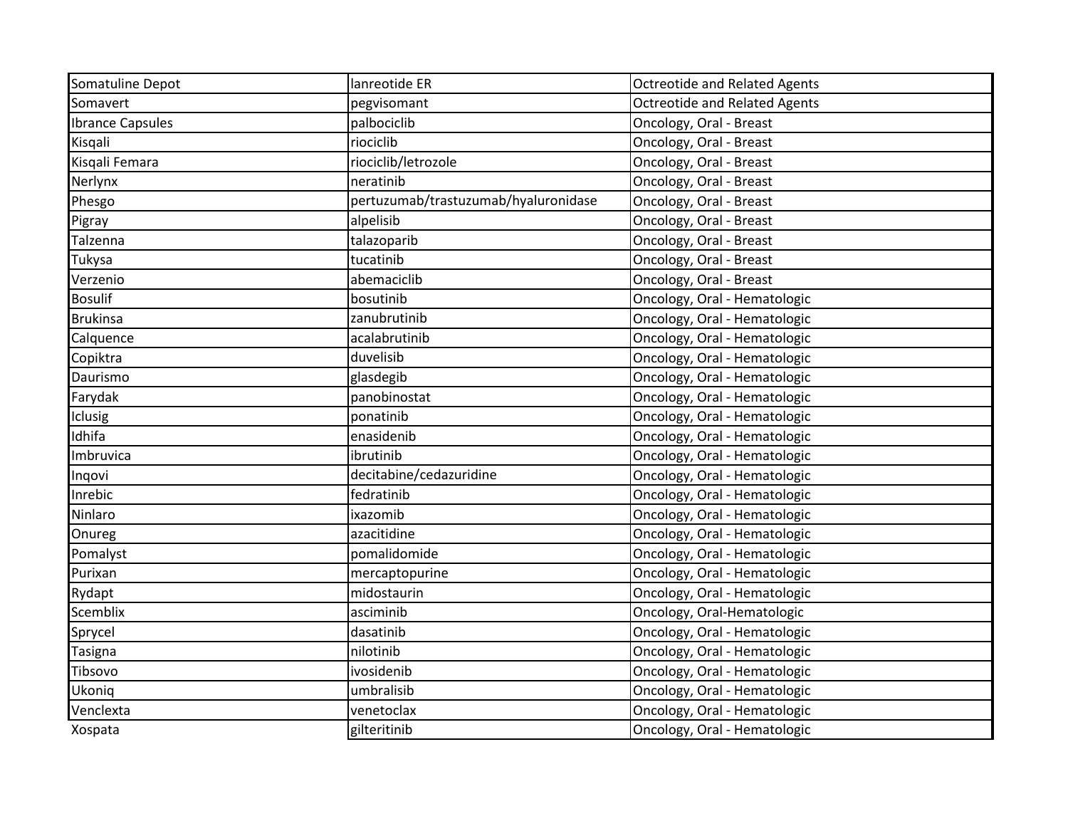| Somatuline Depot | lanreotide ER | Octreotide and Related Agents |
|---|---|---|
| Somavert | pegvisomant | Octreotide and Related Agents |
| Ibrance Capsules | palbociclib | Oncology, Oral - Breast |
| Kisqali | riociclib | Oncology, Oral - Breast |
| Kisqali Femara | riociclib/letrozole | Oncology, Oral - Breast |
| Nerlynx | neratinib | Oncology, Oral - Breast |
| Phesgo | pertuzumab/trastuzumab/hyaluronidase | Oncology, Oral - Breast |
| Pigray | alpelisib | Oncology, Oral - Breast |
| Talzenna | talazoparib | Oncology, Oral - Breast |
| Tukysa | tucatinib | Oncology, Oral - Breast |
| Verzenio | abemaciclib | Oncology, Oral - Breast |
| Bosulif | bosutinib | Oncology, Oral - Hematologic |
| Brukinsa | zanubrutinib | Oncology, Oral - Hematologic |
| Calquence | acalabrutinib | Oncology, Oral - Hematologic |
| Copiktra | duvelisib | Oncology, Oral - Hematologic |
| Daurismo | glasdegib | Oncology, Oral - Hematologic |
| Farydak | panobinostat | Oncology, Oral - Hematologic |
| Iclusig | ponatinib | Oncology, Oral - Hematologic |
| Idhifa | enasidenib | Oncology, Oral - Hematologic |
| Imbruvica | ibrutinib | Oncology, Oral - Hematologic |
| Inqovi | decitabine/cedazuridine | Oncology, Oral - Hematologic |
| Inrebic | fedratinib | Oncology, Oral - Hematologic |
| Ninlaro | ixazomib | Oncology, Oral - Hematologic |
| Onureg | azacitidine | Oncology, Oral - Hematologic |
| Pomalyst | pomalidomide | Oncology, Oral - Hematologic |
| Purixan | mercaptopurine | Oncology, Oral - Hematologic |
| Rydapt | midostaurin | Oncology, Oral - Hematologic |
| Scemblix | asciminib | Oncology, Oral-Hematologic |
| Sprycel | dasatinib | Oncology, Oral - Hematologic |
| Tasigna | nilotinib | Oncology, Oral - Hematologic |
| Tibsovo | ivosidenib | Oncology, Oral - Hematologic |
| Ukoniq | umbralisib | Oncology, Oral - Hematologic |
| Venclexta | venetoclax | Oncology, Oral - Hematologic |
| Xospata | gilteritinib | Oncology, Oral - Hematologic |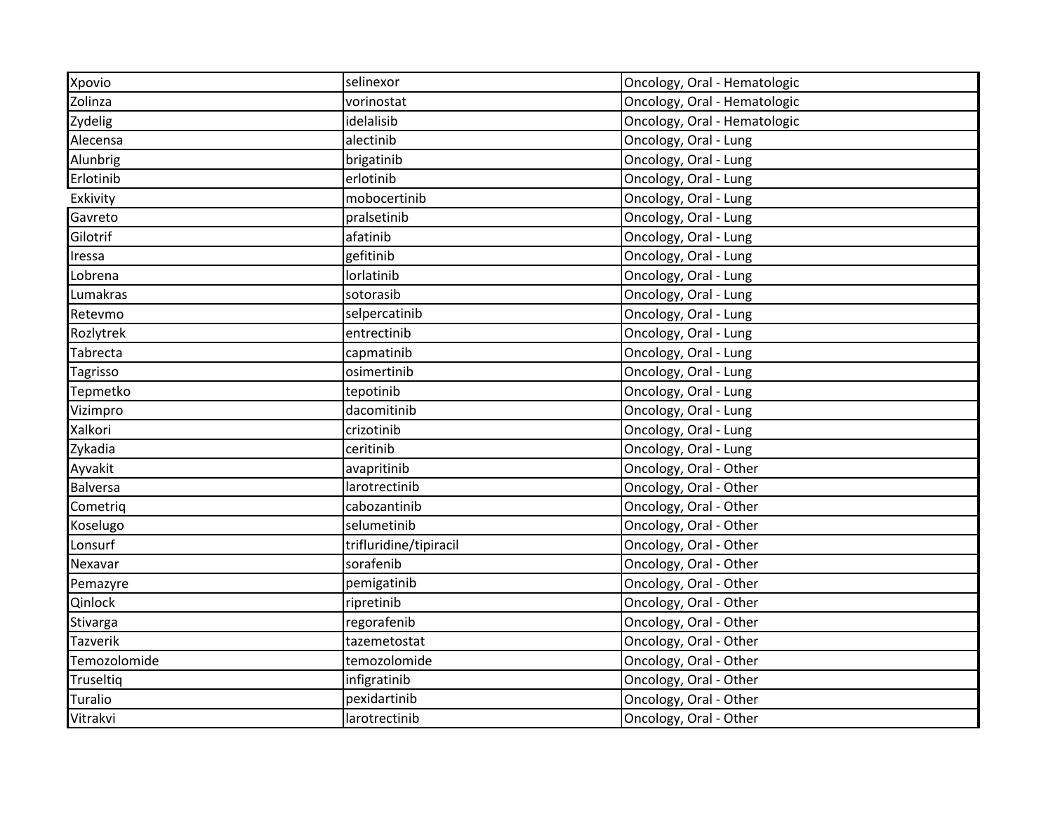| | | |
|---|---|---|
| Xpovio | selinexor | Oncology, Oral - Hematologic |
| Zolinza | vorinostat | Oncology, Oral - Hematologic |
| Zydelig | idelalisib | Oncology, Oral - Hematologic |
| Alecensa | alectinib | Oncology, Oral - Lung |
| Alunbrig | brigatinib | Oncology, Oral - Lung |
| Erlotinib | erlotinib | Oncology, Oral - Lung |
| Exkivity | mobocertinib | Oncology, Oral - Lung |
| Gavreto | pralsetinib | Oncology, Oral - Lung |
| Gilotrif | afatinib | Oncology, Oral - Lung |
| Iressa | gefitinib | Oncology, Oral - Lung |
| Lobrena | lorlatinib | Oncology, Oral - Lung |
| Lumakras | sotorasib | Oncology, Oral - Lung |
| Retevmo | selpercatinib | Oncology, Oral - Lung |
| Rozlytrek | entrectinib | Oncology, Oral - Lung |
| Tabrecta | capmatinib | Oncology, Oral - Lung |
| Tagrisso | osimertinib | Oncology, Oral - Lung |
| Tepmetko | tepotinib | Oncology, Oral - Lung |
| Vizimpro | dacomitinib | Oncology, Oral - Lung |
| Xalkori | crizotinib | Oncology, Oral - Lung |
| Zykadia | ceritinib | Oncology, Oral - Lung |
| Ayvakit | avapritinib | Oncology, Oral - Other |
| Balversa | larotrectinib | Oncology, Oral - Other |
| Cometriq | cabozantinib | Oncology, Oral - Other |
| Koselugo | selumetinib | Oncology, Oral - Other |
| Lonsurf | trifluridine/tipiracil | Oncology, Oral - Other |
| Nexavar | sorafenib | Oncology, Oral - Other |
| Pemazyre | pemigatinib | Oncology, Oral - Other |
| Qinlock | ripretinib | Oncology, Oral - Other |
| Stivarga | regorafenib | Oncology, Oral - Other |
| Tazverik | tazemetostat | Oncology, Oral - Other |
| Temozolomide | temozolomide | Oncology, Oral - Other |
| Truseltiq | infigratinib | Oncology, Oral - Other |
| Turalio | pexidartinib | Oncology, Oral - Other |
| Vitrakvi | larotrectinib | Oncology, Oral - Other |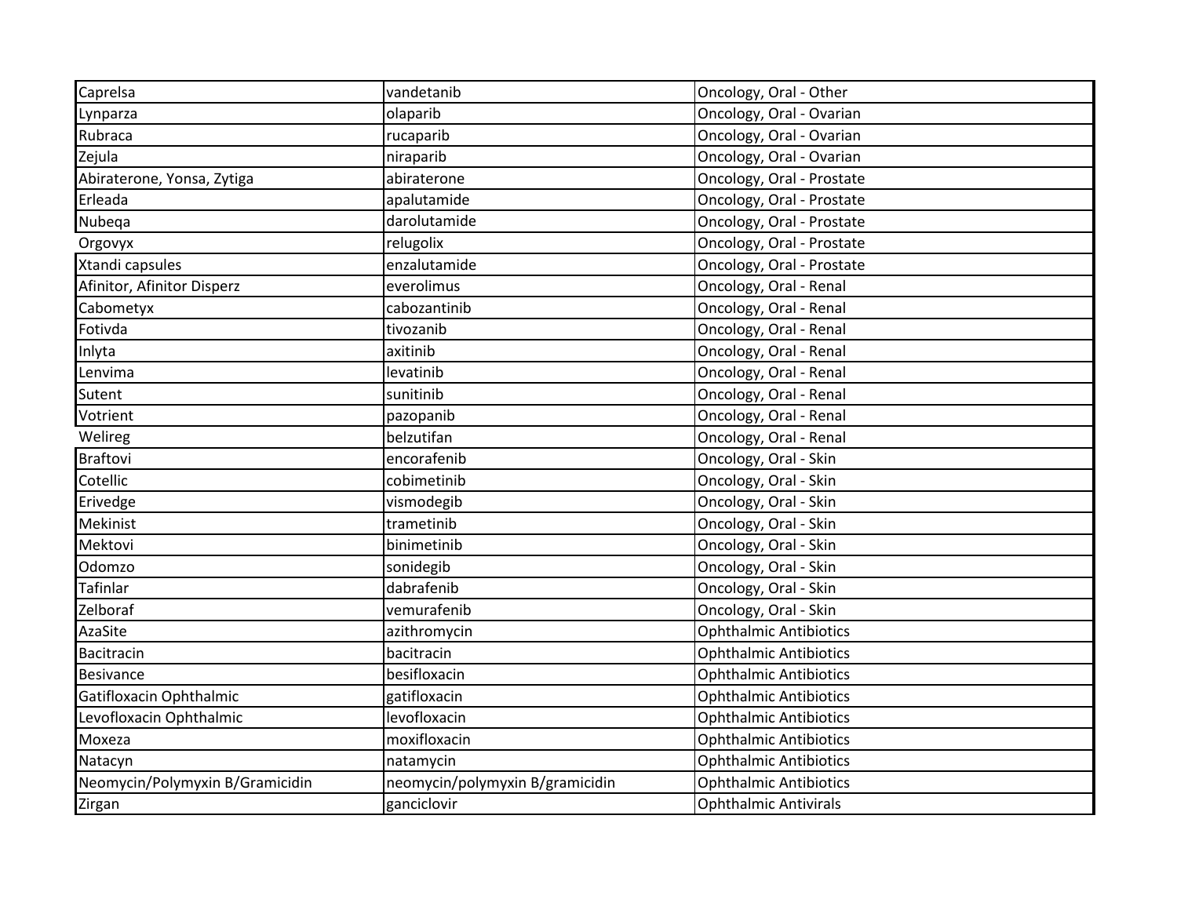| | | |
|---|---|---|
| Caprelsa | vandetanib | Oncology, Oral - Other |
| Lynparza | olaparib | Oncology, Oral - Ovarian |
| Rubraca | rucaparib | Oncology, Oral - Ovarian |
| Zejula | niraparib | Oncology, Oral - Ovarian |
| Abiraterone, Yonsa, Zytiga | abiraterone | Oncology, Oral - Prostate |
| Erleada | apalutamide | Oncology, Oral - Prostate |
| Nubeqa | darolutamide | Oncology, Oral - Prostate |
| Orgovyx | relugolix | Oncology, Oral - Prostate |
| Xtandi capsules | enzalutamide | Oncology, Oral - Prostate |
| Afinitor, Afinitor Disperz | everolimus | Oncology, Oral - Renal |
| Cabometyx | cabozantinib | Oncology, Oral - Renal |
| Fotivda | tivozanib | Oncology, Oral - Renal |
| Inlyta | axitinib | Oncology, Oral - Renal |
| Lenvima | levatinib | Oncology, Oral - Renal |
| Sutent | sunitinib | Oncology, Oral - Renal |
| Votrient | pazopanib | Oncology, Oral - Renal |
| Welireg | belzutifan | Oncology, Oral - Renal |
| Braftovi | encorafenib | Oncology, Oral - Skin |
| Cotellic | cobimetinib | Oncology, Oral - Skin |
| Erivedge | vismodegib | Oncology, Oral - Skin |
| Mekinist | trametinib | Oncology, Oral - Skin |
| Mektovi | binimetinib | Oncology, Oral - Skin |
| Odomzo | sonidegib | Oncology, Oral - Skin |
| Tafinlar | dabrafenib | Oncology, Oral - Skin |
| Zelboraf | vemurafenib | Oncology, Oral - Skin |
| AzaSite | azithromycin | Ophthalmic Antibiotics |
| Bacitracin | bacitracin | Ophthalmic Antibiotics |
| Besivance | besifloxacin | Ophthalmic Antibiotics |
| Gatifloxacin Ophthalmic | gatifloxacin | Ophthalmic Antibiotics |
| Levofloxacin Ophthalmic | levofloxacin | Ophthalmic Antibiotics |
| Moxeza | moxifloxacin | Ophthalmic Antibiotics |
| Natacyn | natamycin | Ophthalmic Antibiotics |
| Neomycin/Polymyxin B/Gramicidin | neomycin/polymyxin B/gramicidin | Ophthalmic Antibiotics |
| Zirgan | ganciclovir | Ophthalmic Antivirals |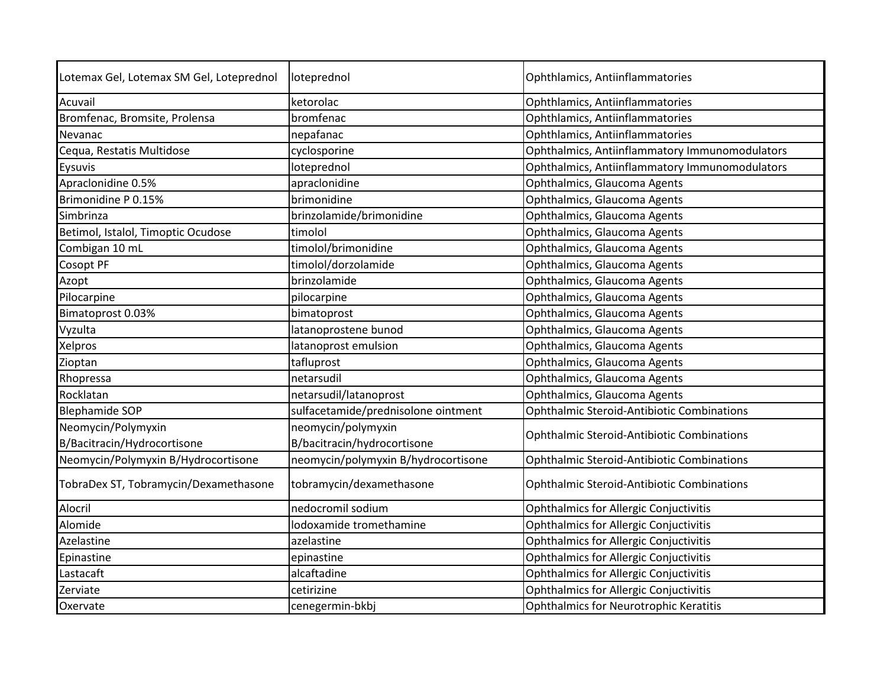| | | |
|---|---|---|
| Lotemax Gel, Lotemax SM Gel, Loteprednol | loteprednol | Ophthlamics, Antiinflammatories |
| Acuvail | ketorolac | Ophthlamics, Antiinflammatories |
| Bromfenac, Bromsite, Prolensa | bromfenac | Ophthlamics, Antiinflammatories |
| Nevanac | nepafanac | Ophthlamics, Antiinflammatories |
| Cequa, Restatis Multidose | cyclosporine | Ophthalmics, Antiinflammatory Immunomodulators |
| Eysuvis | loteprednol | Ophthalmics, Antiinflammatory Immunomodulators |
| Apraclonidine 0.5% | apraclonidine | Ophthalmics, Glaucoma Agents |
| Brimonidine P 0.15% | brimonidine | Ophthalmics, Glaucoma Agents |
| Simbrinza | brinzolamide/brimonidine | Ophthalmics, Glaucoma Agents |
| Betimol, Istalol, Timoptic Ocudose | timolol | Ophthalmics, Glaucoma Agents |
| Combigan 10 mL | timolol/brimonidine | Ophthalmics, Glaucoma Agents |
| Cosopt PF | timolol/dorzolamide | Ophthalmics, Glaucoma Agents |
| Azopt | brinzolamide | Ophthalmics, Glaucoma Agents |
| Pilocarpine | pilocarpine | Ophthalmics, Glaucoma Agents |
| Bimatoprost 0.03% | bimatoprost | Ophthalmics, Glaucoma Agents |
| Vyzulta | latanoprostene bunod | Ophthalmics, Glaucoma Agents |
| Xelpros | latanoprost emulsion | Ophthalmics, Glaucoma Agents |
| Zioptan | tafluprost | Ophthalmics, Glaucoma Agents |
| Rhopressa | netarsudil | Ophthalmics, Glaucoma Agents |
| Rocklatan | netarsudil/latanoprost | Ophthalmics, Glaucoma Agents |
| Blephamide SOP | sulfacetamide/prednisolone ointment | Ophthalmic Steroid-Antibiotic Combinations |
| Neomycin/Polymyxin B/Bacitracin/Hydrocortisone | neomycin/polymyxin B/bacitracin/hydrocortisone | Ophthalmic Steroid-Antibiotic Combinations |
| Neomycin/Polymyxin B/Hydrocortisone | neomycin/polymyxin B/hydrocortisone | Ophthalmic Steroid-Antibiotic Combinations |
| TobraDex ST, Tobramycin/Dexamethasone | tobramycin/dexamethasone | Ophthalmic Steroid-Antibiotic Combinations |
| Alocril | nedocromil sodium | Ophthalmics for Allergic Conjuctivitis |
| Alomide | lodoxamide tromethamine | Ophthalmics for Allergic Conjuctivitis |
| Azelastine | azelastine | Ophthalmics for Allergic Conjuctivitis |
| Epinastine | epinastine | Ophthalmics for Allergic Conjuctivitis |
| Lastacaft | alcaftadine | Ophthalmics for Allergic Conjuctivitis |
| Zerviate | cetirizine | Ophthalmics for Allergic Conjuctivitis |
| Oxervate | cenegermin-bkbj | Ophthalmics for Neurotrophic Keratitis |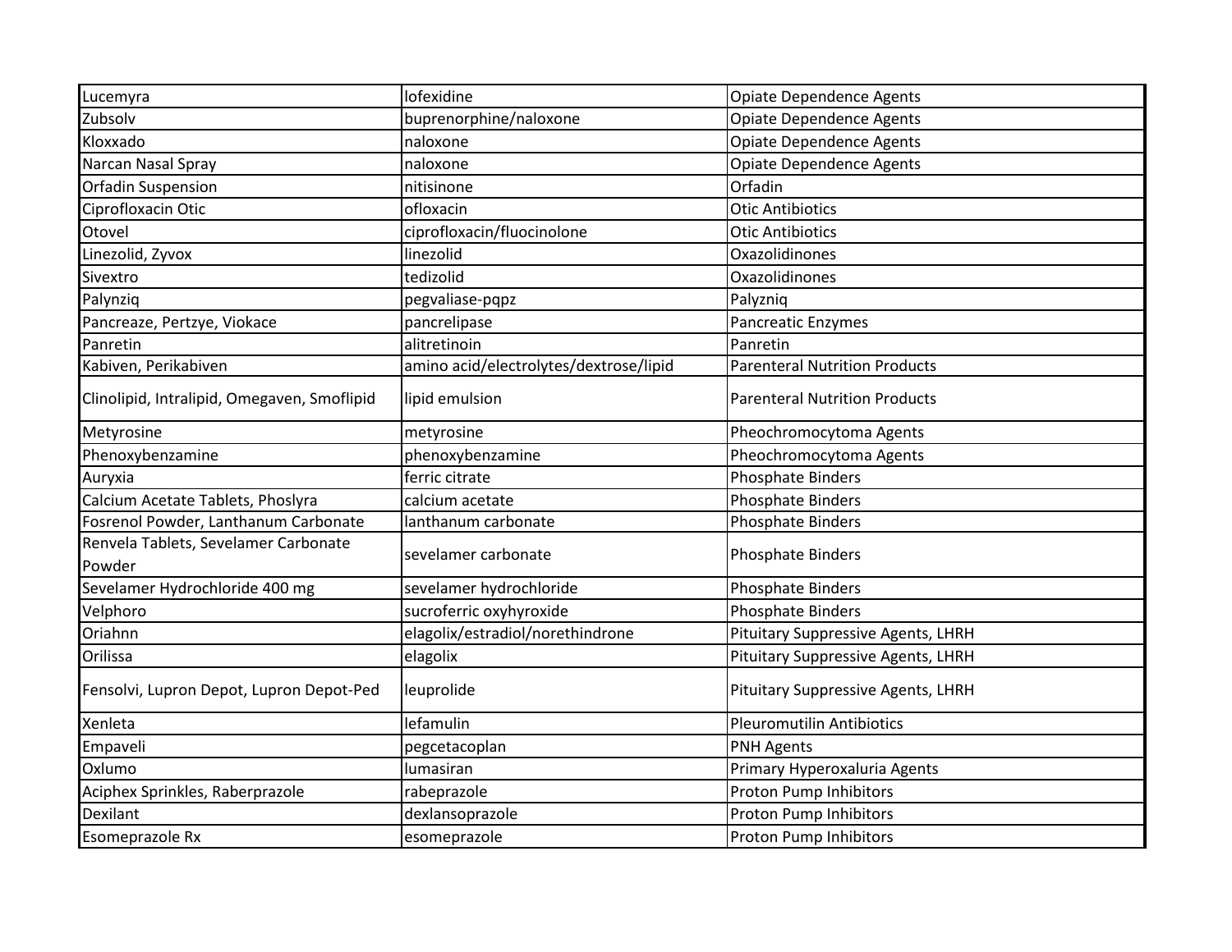| Lucemyra | lofexidine | Opiate Dependence Agents |
|---|---|---|
| Zubsolv | buprenorphine/naloxone | Opiate Dependence Agents |
| Kloxxado | naloxone | Opiate Dependence Agents |
| Narcan Nasal Spray | naloxone | Opiate Dependence Agents |
| Orfadin Suspension | nitisinone | Orfadin |
| Ciprofloxacin Otic | ofloxacin | Otic Antibiotics |
| Otovel | ciprofloxacin/fluocinolone | Otic Antibiotics |
| Linezolid, Zyvox | linezolid | Oxazolidinones |
| Sivextro | tedizolid | Oxazolidinones |
| Palynziq | pegvaliase-pqpz | Palyzniq |
| Pancreaze, Pertzye, Viokace | pancrelipase | Pancreatic Enzymes |
| Panretin | alitretinoin | Panretin |
| Kabiven, Perikabiven | amino acid/electrolytes/dextrose/lipid | Parenteral Nutrition Products |
| Clinolipid, Intralipid, Omegaven, Smoflipid | lipid emulsion | Parenteral Nutrition Products |
| Metyrosine | metyrosine | Pheochromocytoma Agents |
| Phenoxybenzamine | phenoxybenzamine | Pheochromocytoma Agents |
| Auryxia | ferric citrate | Phosphate Binders |
| Calcium Acetate Tablets, Phoslyra | calcium acetate | Phosphate Binders |
| Fosrenol Powder, Lanthanum Carbonate | lanthanum carbonate | Phosphate Binders |
| Renvela Tablets, Sevelamer Carbonate Powder | sevelamer carbonate | Phosphate Binders |
| Sevelamer Hydrochloride 400 mg | sevelamer hydrochloride | Phosphate Binders |
| Velphoro | sucroferric oxyhyroxide | Phosphate Binders |
| Oriahnn | elagolix/estradiol/norethindrone | Pituitary Suppressive Agents, LHRH |
| Orilissa | elagolix | Pituitary Suppressive Agents, LHRH |
| Fensolvi, Lupron Depot, Lupron Depot-Ped | leuprolide | Pituitary Suppressive Agents, LHRH |
| Xenleta | lefamulin | Pleuromutilin Antibiotics |
| Empaveli | pegcetacoplan | PNH Agents |
| Oxlumo | lumasiran | Primary Hyperoxaluria Agents |
| Aciphex Sprinkles, Raberprazole | rabeprazole | Proton Pump Inhibitors |
| Dexilant | dexlansoprazole | Proton Pump Inhibitors |
| Esomeprazole Rx | esomeprazole | Proton Pump Inhibitors |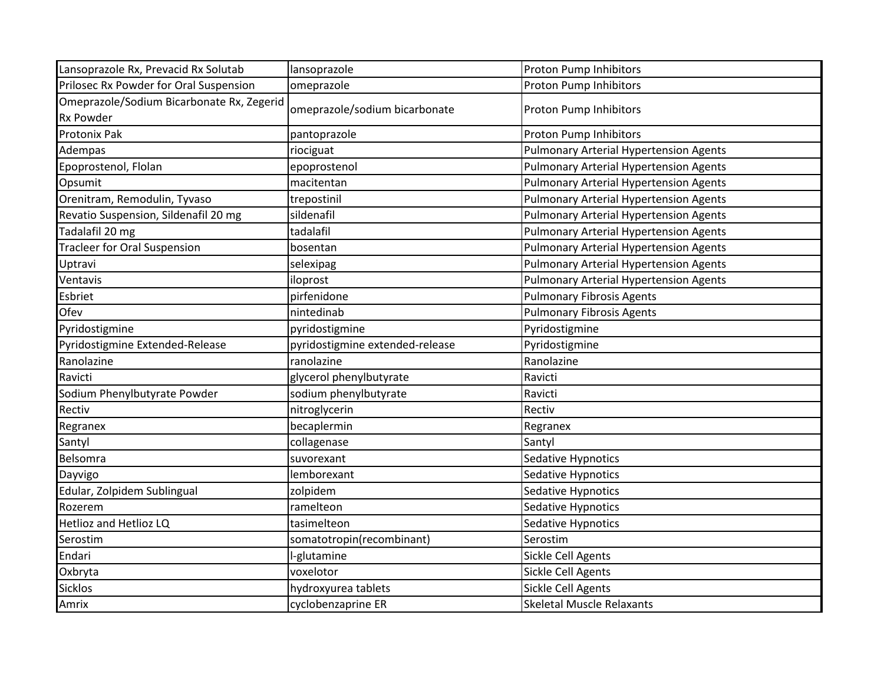| Lansoprazole Rx, Prevacid Rx Solutab | lansoprazole | Proton Pump Inhibitors |
|---|---|---|
| Prilosec Rx Powder for Oral Suspension | omeprazole | Proton Pump Inhibitors |
| Omeprazole/Sodium Bicarbonate Rx, Zegerid Rx Powder | omeprazole/sodium bicarbonate | Proton Pump Inhibitors |
| Protonix Pak | pantoprazole | Proton Pump Inhibitors |
| Adempas | riociguat | Pulmonary Arterial Hypertension Agents |
| Epoprostenol, Flolan | epoprostenol | Pulmonary Arterial Hypertension Agents |
| Opsumit | macitentan | Pulmonary Arterial Hypertension Agents |
| Orenitram, Remodulin, Tyvaso | trepostinil | Pulmonary Arterial Hypertension Agents |
| Revatio Suspension, Sildenafil 20 mg | sildenafil | Pulmonary Arterial Hypertension Agents |
| Tadalafil 20 mg | tadalafil | Pulmonary Arterial Hypertension Agents |
| Tracleer for Oral Suspension | bosentan | Pulmonary Arterial Hypertension Agents |
| Uptravi | selexipag | Pulmonary Arterial Hypertension Agents |
| Ventavis | iloprost | Pulmonary Arterial Hypertension Agents |
| Esbriet | pirfenidone | Pulmonary Fibrosis Agents |
| Ofev | nintedinab | Pulmonary Fibrosis Agents |
| Pyridostigmine | pyridostigmine | Pyridostigmine |
| Pyridostigmine Extended-Release | pyridostigmine extended-release | Pyridostigmine |
| Ranolazine | ranolazine | Ranolazine |
| Ravicti | glycerol phenylbutyrate | Ravicti |
| Sodium Phenylbutyrate Powder | sodium phenylbutyrate | Ravicti |
| Rectiv | nitroglycerin | Rectiv |
| Regranex | becaplermin | Regranex |
| Santyl | collagenase | Santyl |
| Belsomra | suvorexant | Sedative Hypnotics |
| Dayvigo | lemborexant | Sedative Hypnotics |
| Edular, Zolpidem Sublingual | zolpidem | Sedative Hypnotics |
| Rozerem | ramelteon | Sedative Hypnotics |
| Hetlioz and Hetlioz LQ | tasimelteon | Sedative Hypnotics |
| Serostim | somatotropin(recombinant) | Serostim |
| Endari | l-glutamine | Sickle Cell Agents |
| Oxbryta | voxelotor | Sickle Cell Agents |
| Sicklos | hydroxyurea tablets | Sickle Cell Agents |
| Amrix | cyclobenzaprine ER | Skeletal Muscle Relaxants |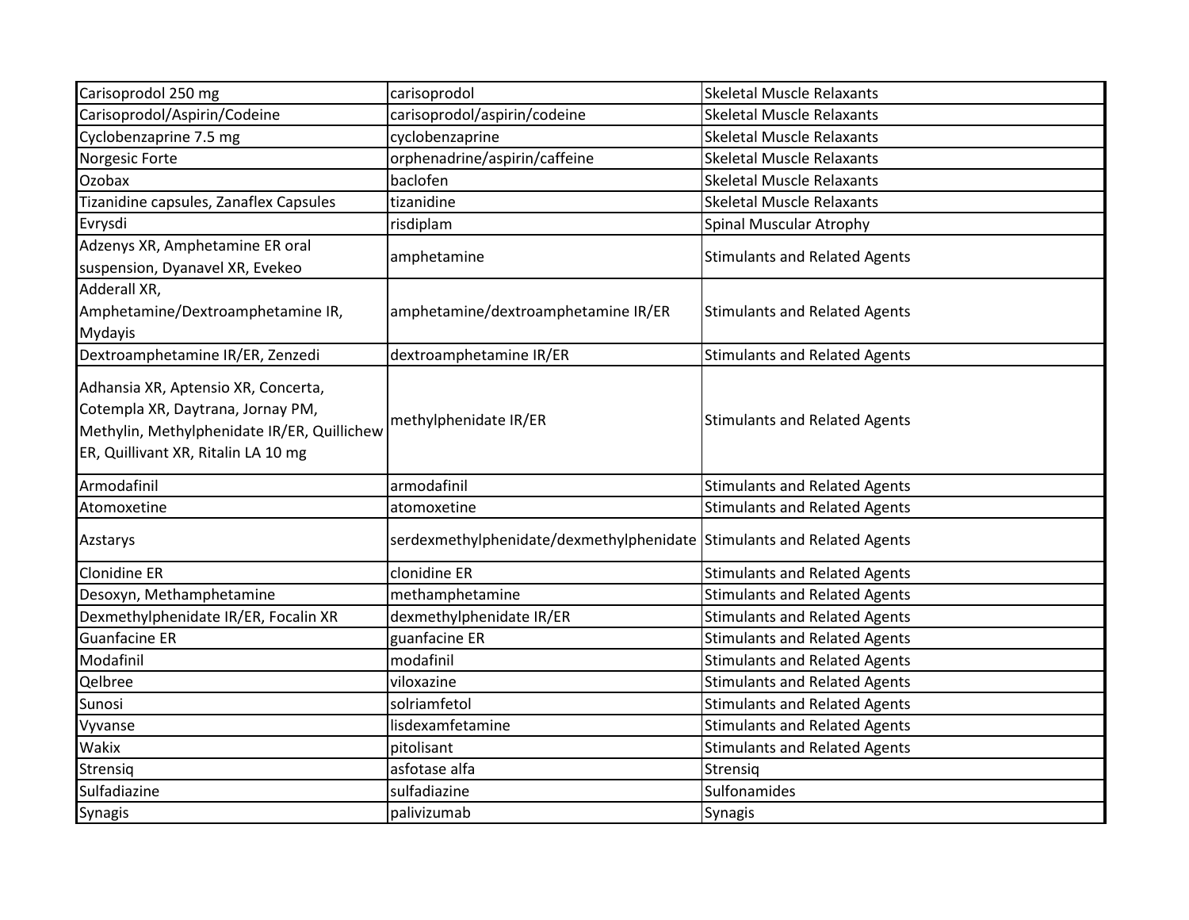| | | |
|---|---|---|
| Carisoprodol 250 mg | carisoprodol | Skeletal Muscle Relaxants |
| Carisoprodol/Aspirin/Codeine | carisoprodol/aspirin/codeine | Skeletal Muscle Relaxants |
| Cyclobenzaprine 7.5 mg | cyclobenzaprine | Skeletal Muscle Relaxants |
| Norgesic Forte | orphenadrine/aspirin/caffeine | Skeletal Muscle Relaxants |
| Ozobax | baclofen | Skeletal Muscle Relaxants |
| Tizanidine capsules, Zanaflex Capsules | tizanidine | Skeletal Muscle Relaxants |
| Evrysdi | risdiplam | Spinal Muscular Atrophy |
| Adzenys XR, Amphetamine ER oral suspension, Dyanavel XR, Evekeo | amphetamine | Stimulants and Related Agents |
| Adderall XR, Amphetamine/Dextroamphetamine IR, Mydayis | amphetamine/dextroamphetamine IR/ER | Stimulants and Related Agents |
| Dextroamphetamine IR/ER, Zenzedi | dextroamphetamine IR/ER | Stimulants and Related Agents |
| Adhansia XR, Aptensio XR, Concerta, Cotempla XR, Daytrana, Jornay PM, Methylin, Methylphenidate IR/ER, Quillichew ER, Quillivant XR, Ritalin LA 10 mg | methylphenidate IR/ER | Stimulants and Related Agents |
| Armodafinil | armodafinil | Stimulants and Related Agents |
| Atomoxetine | atomoxetine | Stimulants and Related Agents |
| Azstarys | serdexmethylphenidate/dexmethylphenidate | Stimulants and Related Agents |
| Clonidine ER | clonidine ER | Stimulants and Related Agents |
| Desoxyn, Methamphetamine | methamphetamine | Stimulants and Related Agents |
| Dexmethylphenidate IR/ER, Focalin XR | dexmethylphenidate IR/ER | Stimulants and Related Agents |
| Guanfacine ER | guanfacine ER | Stimulants and Related Agents |
| Modafinil | modafinil | Stimulants and Related Agents |
| Qelbree | viloxazine | Stimulants and Related Agents |
| Sunosi | solriamfetol | Stimulants and Related Agents |
| Vyvanse | lisdexamfetamine | Stimulants and Related Agents |
| Wakix | pitolisant | Stimulants and Related Agents |
| Strensiq | asfotase alfa | Strensiq |
| Sulfadiazine | sulfadiazine | Sulfonamides |
| Synagis | palivizumab | Synagis |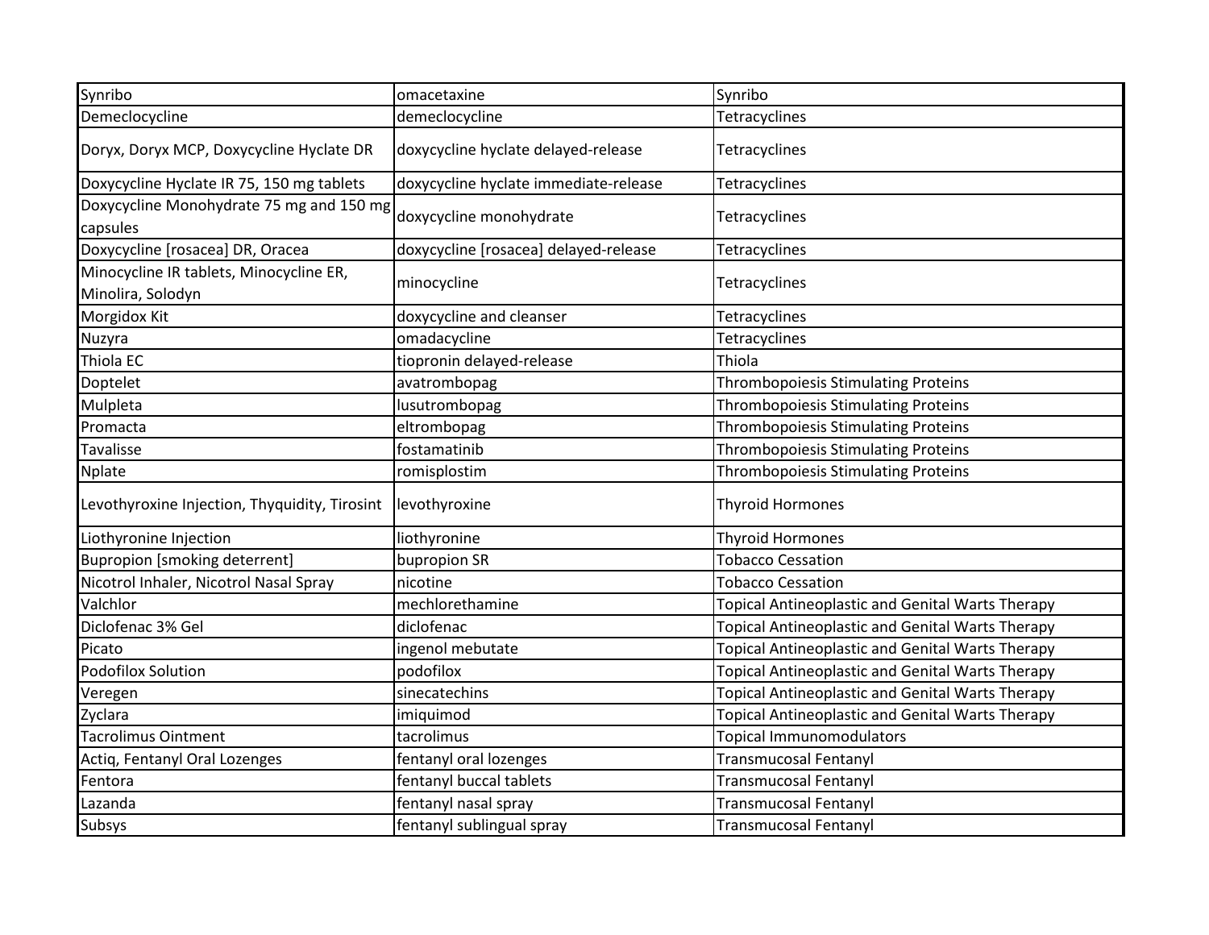| | | |
|---|---|---|
| Synribo | omacetaxine | Synribo |
| Demeclocycline | demeclocycline | Tetracyclines |
| Doryx, Doryx MCP, Doxycycline Hyclate DR | doxycycline hyclate delayed-release | Tetracyclines |
| Doxycycline Hyclate IR 75, 150 mg tablets | doxycycline hyclate immediate-release | Tetracyclines |
| Doxycycline Monohydrate 75 mg and 150 mg capsules | doxycycline monohydrate | Tetracyclines |
| Doxycycline [rosacea] DR, Oracea | doxycycline [rosacea] delayed-release | Tetracyclines |
| Minocycline IR tablets, Minocycline ER, Minolira, Solodyn | minocycline | Tetracyclines |
| Morgidox Kit | doxycycline and cleanser | Tetracyclines |
| Nuzyra | omadacycline | Tetracyclines |
| Thiola EC | tiopronin delayed-release | Thiola |
| Doptelet | avatrombopag | Thrombopoiesis Stimulating Proteins |
| Mulpleta | lusutrombopag | Thrombopoiesis Stimulating Proteins |
| Promacta | eltrombopag | Thrombopoiesis Stimulating Proteins |
| Tavalisse | fostamatinib | Thrombopoiesis Stimulating Proteins |
| Nplate | romisplostim | Thrombopoiesis Stimulating Proteins |
| Levothyroxine Injection, Thyquidity, Tirosint | levothyroxine | Thyroid Hormones |
| Liothyronine Injection | liothyronine | Thyroid Hormones |
| Bupropion [smoking deterrent] | bupropion SR | Tobacco Cessation |
| Nicotrol Inhaler, Nicotrol Nasal Spray | nicotine | Tobacco Cessation |
| Valchlor | mechlorethamine | Topical Antineoplastic and Genital Warts Therapy |
| Diclofenac 3% Gel | diclofenac | Topical Antineoplastic and Genital Warts Therapy |
| Picato | ingenol mebutate | Topical Antineoplastic and Genital Warts Therapy |
| Podofilox Solution | podofilox | Topical Antineoplastic and Genital Warts Therapy |
| Veregen | sinecatechins | Topical Antineoplastic and Genital Warts Therapy |
| Zyclara | imiquimod | Topical Antineoplastic and Genital Warts Therapy |
| Tacrolimus Ointment | tacrolimus | Topical Immunomodulators |
| Actiq, Fentanyl Oral Lozenges | fentanyl oral lozenges | Transmucosal Fentanyl |
| Fentora | fentanyl buccal tablets | Transmucosal Fentanyl |
| Lazanda | fentanyl nasal spray | Transmucosal Fentanyl |
| Subsys | fentanyl sublingual spray | Transmucosal Fentanyl |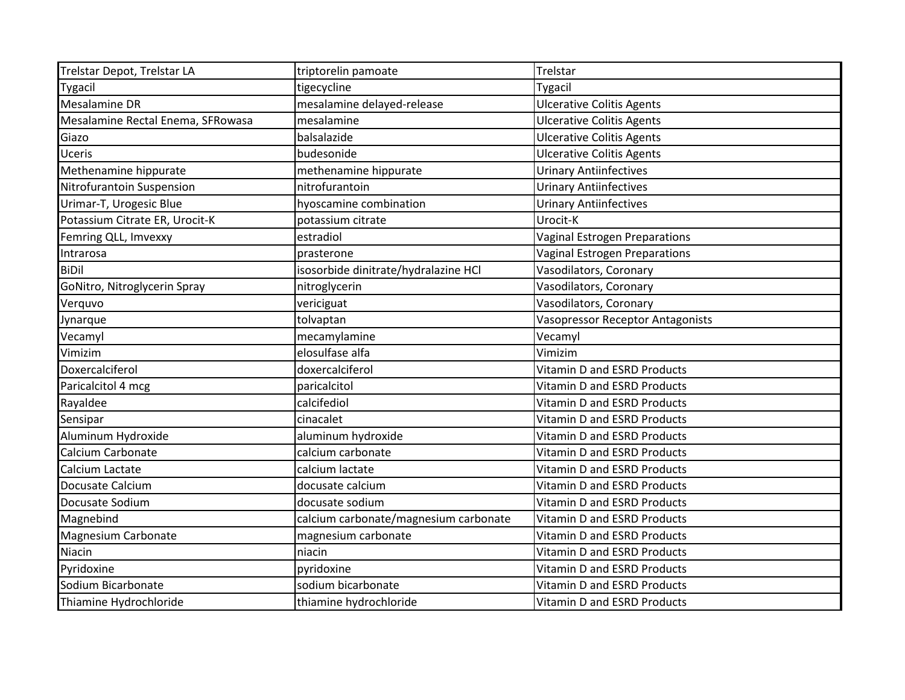| | | |
|---|---|---|
| Trelstar Depot, Trelstar LA | triptorelin pamoate | Trelstar |
| Tygacil | tigecycline | Tygacil |
| Mesalamine DR | mesalamine delayed-release | Ulcerative Colitis Agents |
| Mesalamine Rectal Enema, SFRowasa | mesalamine | Ulcerative Colitis Agents |
| Giazo | balsalazide | Ulcerative Colitis Agents |
| Uceris | budesonide | Ulcerative Colitis Agents |
| Methenamine hippurate | methenamine hippurate | Urinary Antiinfectives |
| Nitrofurantoin Suspension | nitrofurantoin | Urinary Antiinfectives |
| Urimar-T, Urogesic Blue | hyoscamine combination | Urinary Antiinfectives |
| Potassium Citrate ER, Urocit-K | potassium citrate | Urocit-K |
| Femring QLL, Imvexxy | estradiol | Vaginal Estrogen Preparations |
| Intrarosa | prasterone | Vaginal Estrogen Preparations |
| BiDil | isosorbide dinitrate/hydralazine HCl | Vasodilators, Coronary |
| GoNitro, Nitroglycerin Spray | nitroglycerin | Vasodilators, Coronary |
| Verquvo | vericiguat | Vasodilators, Coronary |
| Jynarque | tolvaptan | Vasopressor Receptor Antagonists |
| Vecamyl | mecamylamine | Vecamyl |
| Vimizim | elosulfase alfa | Vimizim |
| Doxercalciferol | doxercalciferol | Vitamin D and ESRD Products |
| Paricalcitol 4 mcg | paricalcitol | Vitamin D and ESRD Products |
| Rayaldee | calcifediol | Vitamin D and ESRD Products |
| Sensipar | cinacalet | Vitamin D and ESRD Products |
| Aluminum Hydroxide | aluminum hydroxide | Vitamin D and ESRD Products |
| Calcium Carbonate | calcium carbonate | Vitamin D and ESRD Products |
| Calcium Lactate | calcium lactate | Vitamin D and ESRD Products |
| Docusate Calcium | docusate calcium | Vitamin D and ESRD Products |
| Docusate Sodium | docusate sodium | Vitamin D and ESRD Products |
| Magnebind | calcium carbonate/magnesium carbonate | Vitamin D and ESRD Products |
| Magnesium Carbonate | magnesium carbonate | Vitamin D and ESRD Products |
| Niacin | niacin | Vitamin D and ESRD Products |
| Pyridoxine | pyridoxine | Vitamin D and ESRD Products |
| Sodium Bicarbonate | sodium bicarbonate | Vitamin D and ESRD Products |
| Thiamine Hydrochloride | thiamine hydrochloride | Vitamin D and ESRD Products |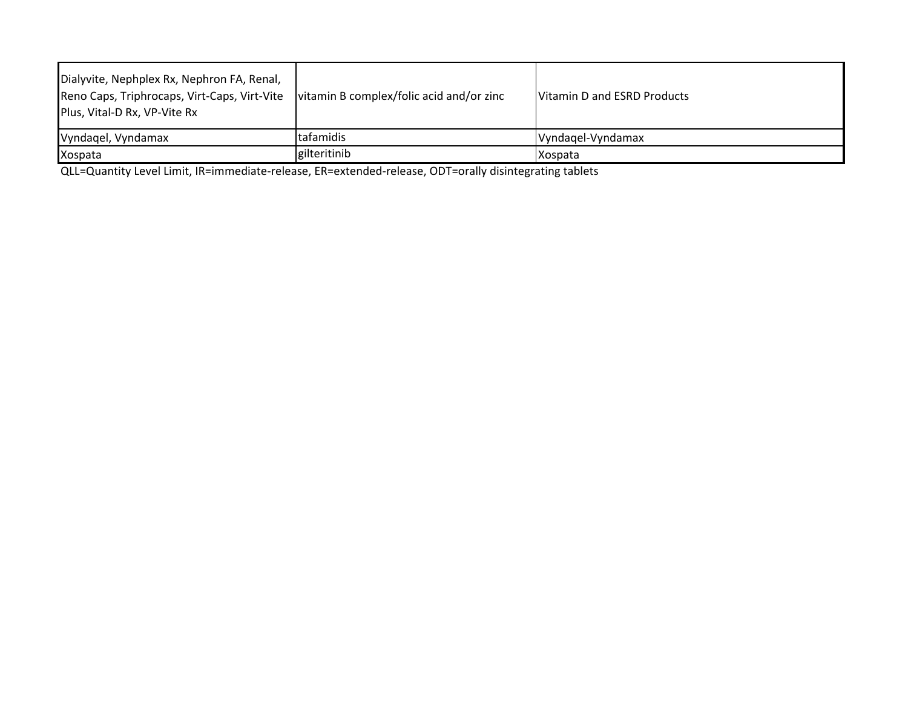| | | |
|---|---|---|
| Dialyvite, Nephplex Rx, Nephron FA, Renal, Reno Caps, Triphrocaps, Virt-Caps, Virt-Vite Plus, Vital-D Rx, VP-Vite Rx | vitamin B complex/folic acid and/or zinc | Vitamin D and ESRD Products |
| Vyndaqel, Vyndamax | tafamidis | Vyndaqel-Vyndamax |
| Xospata | gilteritinib | Xospata |

QLL=Quantity Level Limit, IR=immediate-release, ER=extended-release, ODT=orally disintegrating tablets